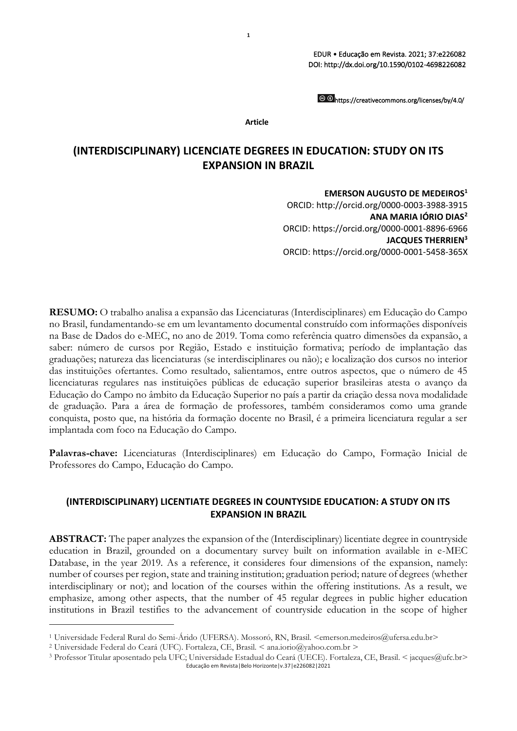EDUR • Educação em Revista. 2021; 37:e226082
DOI: http://dx.doi.org/10.1590/0102-4698226082

https://creativecommons.org/licenses/by/4.0/

**Article**

# (INTERDISCIPLINARY) LICENCIATE DEGREES IN EDUCATION: STUDY ON ITS EXPANSION IN BRAZIL

**EMERSON AUGUSTO DE MEDEIROS**[1]
ORCID: http://orcid.org/0000-0003-3988-3915
**ANA MARIA IÓRIO DIAS**[2]
ORCID: https://orcid.org/0000-0001-8896-6966
**JACQUES THERRIEN**[3]
ORCID: https://orcid.org/0000-0001-5458-365X

**RESUMO:** O trabalho analisa a expansão das Licenciaturas (Interdisciplinares) em Educação do Campo no Brasil, fundamentando-se em um levantamento documental construído com informações disponíveis na Base de Dados do e-MEC, no ano de 2019. Toma como referência quatro dimensões da expansão, a saber: número de cursos por Região, Estado e instituição formativa; período de implantação das graduações; natureza das licenciaturas (se interdisciplinares ou não); e localização dos cursos no interior das instituições ofertantes. Como resultado, salientamos, entre outros aspectos, que o número de 45 licenciaturas regulares nas instituições públicas de educação superior brasileiras atesta o avanço da Educação do Campo no âmbito da Educação Superior no país a partir da criação dessa nova modalidade de graduação. Para a área de formação de professores, também consideramos como uma grande conquista, posto que, na história da formação docente no Brasil, é a primeira licenciatura regular a ser implantada com foco na Educação do Campo.

**Palavras-chave:** Licenciaturas (Interdisciplinares) em Educação do Campo, Formação Inicial de Professores do Campo, Educação do Campo.

## (INTERDISCIPLINARY) LICENTIATE DEGREES IN COUNTYSIDE EDUCATION: A STUDY ON ITS EXPANSION IN BRAZIL

**ABSTRACT:** The paper analyzes the expansion of the (Interdisciplinary) licentiate degree in countryside education in Brazil, grounded on a documentary survey built on information available in e-MEC Database, in the year 2019. As a reference, it consideres four dimensions of the expansion, namely: number of courses per region, state and training institution; graduation period; nature of degrees (whether interdisciplinary or not); and location of the courses within the offering institutions. As a result, we emphasize, among other aspects, that the number of 45 regular degrees in public higher education institutions in Brazil testifies to the advancement of countryside education in the scope of higher

---

[1] Universidade Federal Rural do Semi-Árido (UFERSA). Mossoró, RN, Brasil. <emerson.medeiros@ufersa.edu.br>

[2] Universidade Federal do Ceará (UFC). Fortaleza, CE, Brasil. < ana.iorio@yahoo.com.br >

[3] Professor Titular aposentado pela UFC; Universidade Estadual do Ceará (UECE). Fortaleza, CE, Brasil. < jacques@ufc.br>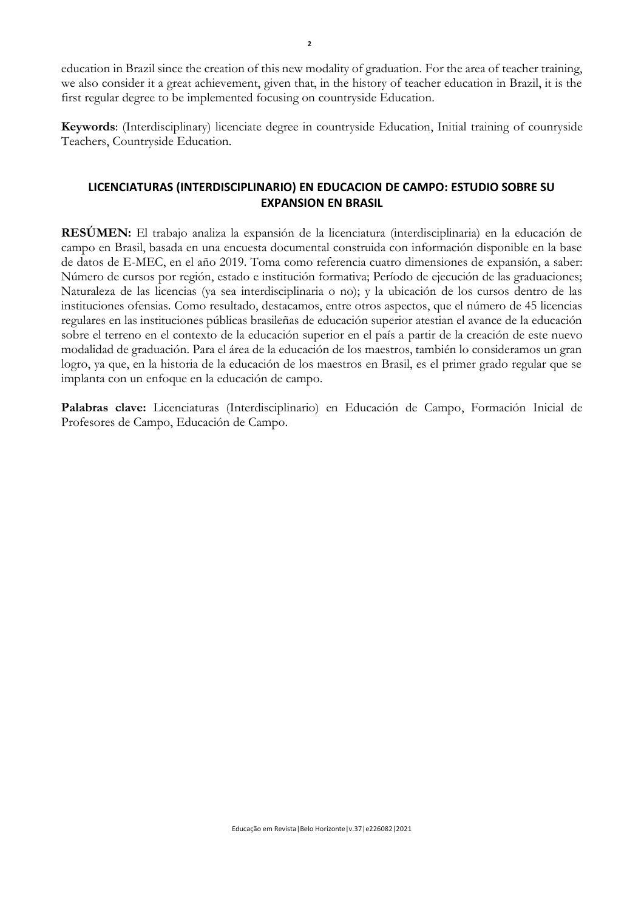education in Brazil since the creation of this new modality of graduation. For the area of teacher training, we also consider it a great achievement, given that, in the history of teacher education in Brazil, it is the first regular degree to be implemented focusing on countryside Education.

**Keywords**: (Interdisciplinary) licenciate degree in countryside Education, Initial training of counryside Teachers, Countryside Education.

## LICENCIATURAS (INTERDISCIPLINARIO) EN EDUCACION DE CAMPO: ESTUDIO SOBRE SU EXPANSION EN BRASIL

**RESÚMEN:** El trabajo analiza la expansión de la licenciatura (interdisciplinaria) en la educación de campo en Brasil, basada en una encuesta documental construida con información disponible en la base de datos de E-MEC, en el año 2019. Toma como referencia cuatro dimensiones de expansión, a saber: Número de cursos por región, estado e institución formativa; Período de ejecución de las graduaciones; Naturaleza de las licencias (ya sea interdisciplinaria o no); y la ubicación de los cursos dentro de las instituciones ofensias. Como resultado, destacamos, entre otros aspectos, que el número de 45 licencias regulares en las instituciones públicas brasileñas de educación superior atestian el avance de la educación sobre el terreno en el contexto de la educación superior en el país a partir de la creación de este nuevo modalidad de graduación. Para el área de la educación de los maestros, también lo consideramos un gran logro, ya que, en la historia de la educación de los maestros en Brasil, es el primer grado regular que se implanta con un enfoque en la educación de campo.

**Palabras clave:** Licenciaturas (Interdisciplinario) en Educación de Campo, Formación Inicial de Profesores de Campo, Educación de Campo.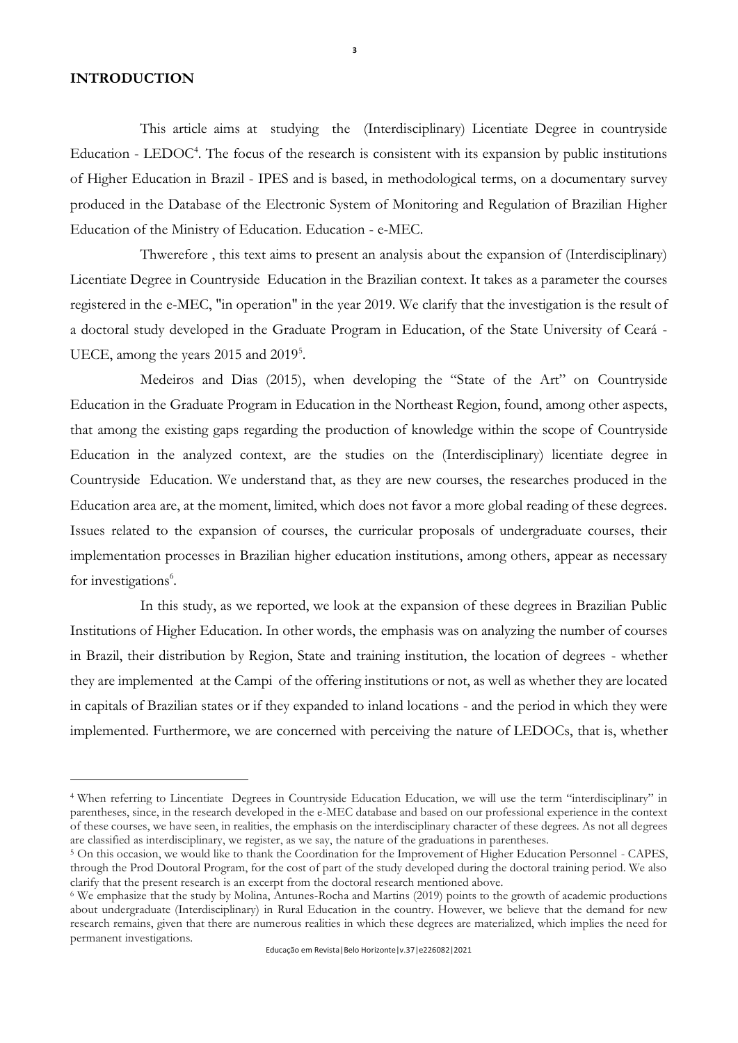## INTRODUCTION

This article aims at studying the (Interdisciplinary) Licentiate Degree in countryside Education - LEDOC[4]. The focus of the research is consistent with its expansion by public institutions of Higher Education in Brazil - IPES and is based, in methodological terms, on a documentary survey produced in the Database of the Electronic System of Monitoring and Regulation of Brazilian Higher Education of the Ministry of Education. Education - e-MEC.

Thwerefore , this text aims to present an analysis about the expansion of (Interdisciplinary) Licentiate Degree in Countryside Education in the Brazilian context. It takes as a parameter the courses registered in the e-MEC, "in operation" in the year 2019. We clarify that the investigation is the result of a doctoral study developed in the Graduate Program in Education, of the State University of Ceará - UECE, among the years 2015 and 2019[5].

Medeiros and Dias (2015), when developing the "State of the Art" on Countryside Education in the Graduate Program in Education in the Northeast Region, found, among other aspects, that among the existing gaps regarding the production of knowledge within the scope of Countryside Education in the analyzed context, are the studies on the (Interdisciplinary) licentiate degree in Countryside Education. We understand that, as they are new courses, the researches produced in the Education area are, at the moment, limited, which does not favor a more global reading of these degrees. Issues related to the expansion of courses, the curricular proposals of undergraduate courses, their implementation processes in Brazilian higher education institutions, among others, appear as necessary for investigations[6].

In this study, as we reported, we look at the expansion of these degrees in Brazilian Public Institutions of Higher Education. In other words, the emphasis was on analyzing the number of courses in Brazil, their distribution by Region, State and training institution, the location of degrees - whether they are implemented at the Campi of the offering institutions or not, as well as whether they are located in capitals of Brazilian states or if they expanded to inland locations - and the period in which they were implemented. Furthermore, we are concerned with perceiving the nature of LEDOCs, that is, whether

---

[4] When referring to Lincentiate Degrees in Countryside Education Education, we will use the term "interdisciplinary" in parentheses, since, in the research developed in the e-MEC database and based on our professional experience in the context of these courses, we have seen, in realities, the emphasis on the interdisciplinary character of these degrees. As not all degrees are classified as interdisciplinary, we register, as we say, the nature of the graduations in parentheses.

[5] On this occasion, we would like to thank the Coordination for the Improvement of Higher Education Personnel - CAPES, through the Prod Doutoral Program, for the cost of part of the study developed during the doctoral training period. We also clarify that the present research is an excerpt from the doctoral research mentioned above.

[6] We emphasize that the study by Molina, Antunes-Rocha and Martins (2019) points to the growth of academic productions about undergraduate (Interdisciplinary) in Rural Education in the country. However, we believe that the demand for new research remains, given that there are numerous realities in which these degrees are materialized, which implies the need for permanent investigations.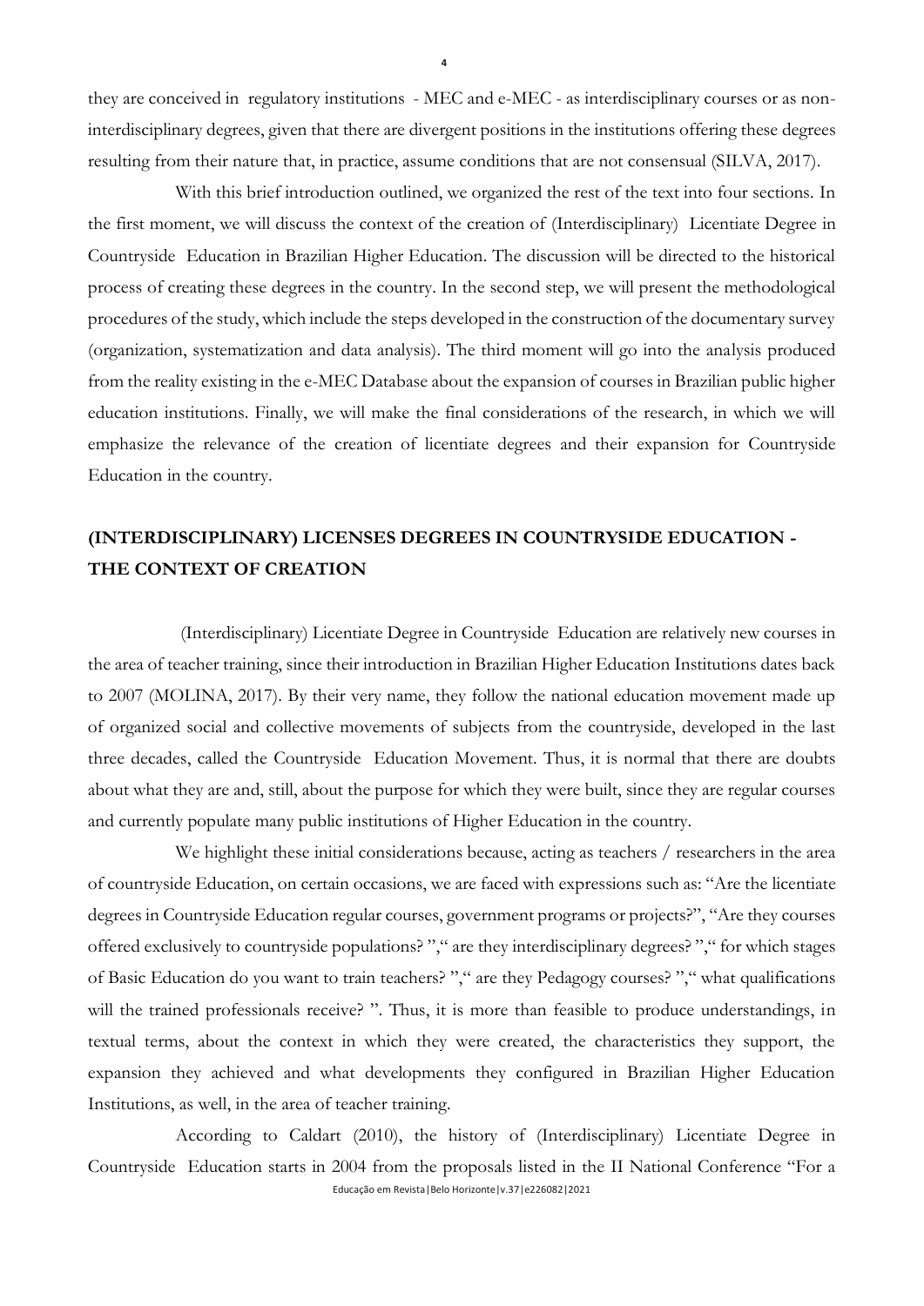they are conceived in regulatory institutions - MEC and e-MEC - as interdisciplinary courses or as non-interdisciplinary degrees, given that there are divergent positions in the institutions offering these degrees resulting from their nature that, in practice, assume conditions that are not consensual (SILVA, 2017).

With this brief introduction outlined, we organized the rest of the text into four sections. In the first moment, we will discuss the context of the creation of (Interdisciplinary) Licentiate Degree in Countryside Education in Brazilian Higher Education. The discussion will be directed to the historical process of creating these degrees in the country. In the second step, we will present the methodological procedures of the study, which include the steps developed in the construction of the documentary survey (organization, systematization and data analysis). The third moment will go into the analysis produced from the reality existing in the e-MEC Database about the expansion of courses in Brazilian public higher education institutions. Finally, we will make the final considerations of the research, in which we will emphasize the relevance of the creation of licentiate degrees and their expansion for Countryside Education in the country.

## (INTERDISCIPLINARY) LICENSES DEGREES IN COUNTRYSIDE EDUCATION - THE CONTEXT OF CREATION

(Interdisciplinary) Licentiate Degree in Countryside Education are relatively new courses in the area of teacher training, since their introduction in Brazilian Higher Education Institutions dates back to 2007 (MOLINA, 2017). By their very name, they follow the national education movement made up of organized social and collective movements of subjects from the countryside, developed in the last three decades, called the Countryside Education Movement. Thus, it is normal that there are doubts about what they are and, still, about the purpose for which they were built, since they are regular courses and currently populate many public institutions of Higher Education in the country.

We highlight these initial considerations because, acting as teachers / researchers in the area of countryside Education, on certain occasions, we are faced with expressions such as: "Are the licentiate degrees in Countryside Education regular courses, government programs or projects?", "Are they courses offered exclusively to countryside populations? "," are they interdisciplinary degrees? "," for which stages of Basic Education do you want to train teachers? "," are they Pedagogy courses? "," what qualifications will the trained professionals receive? ". Thus, it is more than feasible to produce understandings, in textual terms, about the context in which they were created, the characteristics they support, the expansion they achieved and what developments they configured in Brazilian Higher Education Institutions, as well, in the area of teacher training.

According to Caldart (2010), the history of (Interdisciplinary) Licentiate Degree in Countryside Education starts in 2004 from the proposals listed in the II National Conference "For a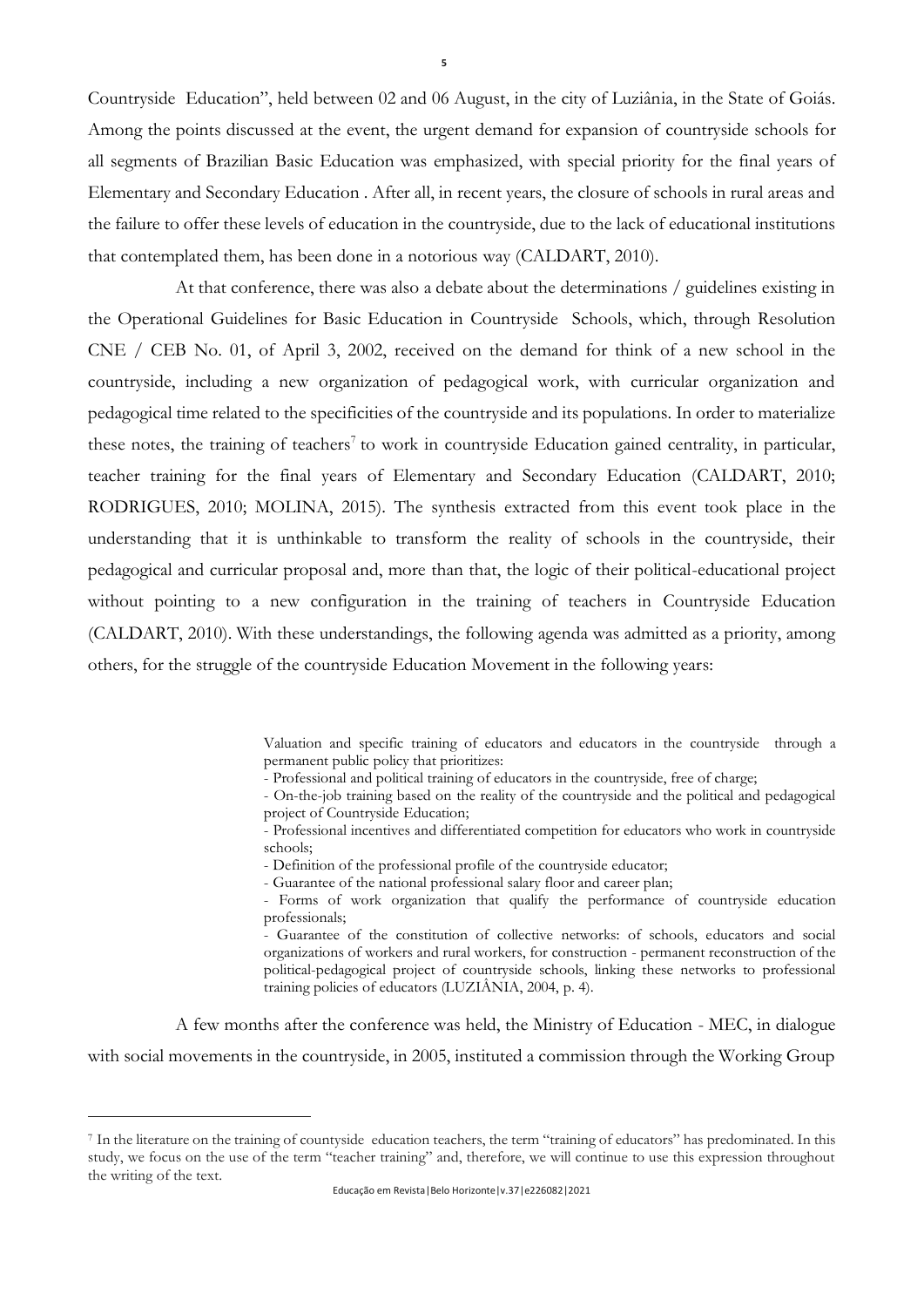Countryside Education", held between 02 and 06 August, in the city of Luziânia, in the State of Goiás. Among the points discussed at the event, the urgent demand for expansion of countryside schools for all segments of Brazilian Basic Education was emphasized, with special priority for the final years of Elementary and Secondary Education . After all, in recent years, the closure of schools in rural areas and the failure to offer these levels of education in the countryside, due to the lack of educational institutions that contemplated them, has been done in a notorious way (CALDART, 2010).

At that conference, there was also a debate about the determinations / guidelines existing in the Operational Guidelines for Basic Education in Countryside Schools, which, through Resolution CNE / CEB No. 01, of April 3, 2002, received on the demand for think of a new school in the countryside, including a new organization of pedagogical work, with curricular organization and pedagogical time related to the specificities of the countryside and its populations. In order to materialize these notes, the training of teachers[7] to work in countryside Education gained centrality, in particular, teacher training for the final years of Elementary and Secondary Education (CALDART, 2010; RODRIGUES, 2010; MOLINA, 2015). The synthesis extracted from this event took place in the understanding that it is unthinkable to transform the reality of schools in the countryside, their pedagogical and curricular proposal and, more than that, the logic of their political-educational project without pointing to a new configuration in the training of teachers in Countryside Education (CALDART, 2010). With these understandings, the following agenda was admitted as a priority, among others, for the struggle of the countryside Education Movement in the following years:

> Valuation and specific training of educators and educators in the countryside through a permanent public policy that prioritizes:
> - Professional and political training of educators in the countryside, free of charge;
> - On-the-job training based on the reality of the countryside and the political and pedagogical project of Countryside Education;
> - Professional incentives and differentiated competition for educators who work in countryside schools;
> - Definition of the professional profile of the countryside educator;
> - Guarantee of the national professional salary floor and career plan;
> - Forms of work organization that qualify the performance of countryside education professionals;
> - Guarantee of the constitution of collective networks: of schools, educators and social organizations of workers and rural workers, for construction - permanent reconstruction of the political-pedagogical project of countryside schools, linking these networks to professional training policies of educators (LUZIÂNIA, 2004, p. 4).

A few months after the conference was held, the Ministry of Education - MEC, in dialogue with social movements in the countryside, in 2005, instituted a commission through the Working Group

[7] In the literature on the training of countyside education teachers, the term "training of educators" has predominated. In this study, we focus on the use of the term "teacher training" and, therefore, we will continue to use this expression throughout the writing of the text.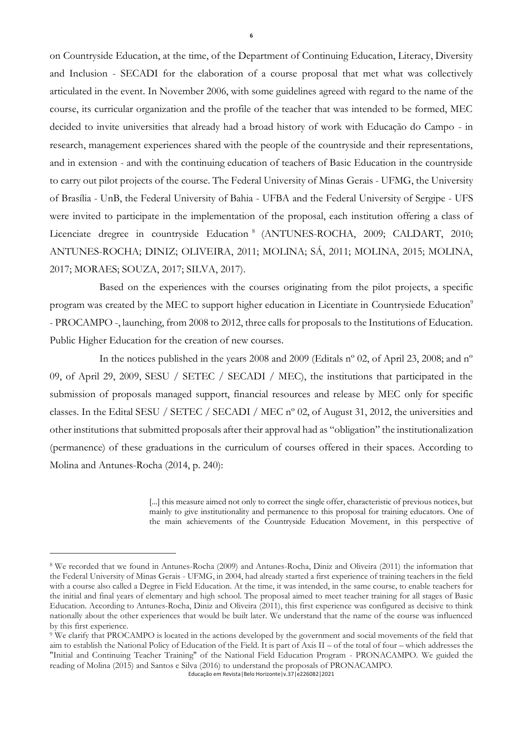on Countryside Education, at the time, of the Department of Continuing Education, Literacy, Diversity and Inclusion - SECADI for the elaboration of a course proposal that met what was collectively articulated in the event. In November 2006, with some guidelines agreed with regard to the name of the course, its curricular organization and the profile of the teacher that was intended to be formed, MEC decided to invite universities that already had a broad history of work with Educação do Campo - in research, management experiences shared with the people of the countryside and their representations, and in extension - and with the continuing education of teachers of Basic Education in the countryside to carry out pilot projects of the course. The Federal University of Minas Gerais - UFMG, the University of Brasília - UnB, the Federal University of Bahia - UFBA and the Federal University of Sergipe - UFS were invited to participate in the implementation of the proposal, each institution offering a class of Licenciate dregree in countryside Education [8] (ANTUNES-ROCHA, 2009; CALDART, 2010; ANTUNES-ROCHA; DINIZ; OLIVEIRA, 2011; MOLINA; SÁ, 2011; MOLINA, 2015; MOLINA, 2017; MORAES; SOUZA, 2017; SILVA, 2017).

Based on the experiences with the courses originating from the pilot projects, a specific program was created by the MEC to support higher education in Licentiate in Countrysiede Education[9] - PROCAMPO -, launching, from 2008 to 2012, three calls for proposals to the Institutions of Education. Public Higher Education for the creation of new courses.

In the notices published in the years 2008 and 2009 (Editals nº 02, of April 23, 2008; and nº 09, of April 29, 2009, SESU / SETEC / SECADI / MEC), the institutions that participated in the submission of proposals managed support, financial resources and release by MEC only for specific classes. In the Edital SESU / SETEC / SECADI / MEC nº 02, of August 31, 2012, the universities and other institutions that submitted proposals after their approval had as "obligation" the institutionalization (permanence) of these graduations in the curriculum of courses offered in their spaces. According to Molina and Antunes-Rocha (2014, p. 240):

> [...] this measure aimed not only to correct the single offer, characteristic of previous notices, but mainly to give institutionality and permanence to this proposal for training educators. One of the main achievements of the Countryside Education Movement, in this perspective of

[8] We recorded that we found in Antunes-Rocha (2009) and Antunes-Rocha, Diniz and Oliveira (2011) the information that the Federal University of Minas Gerais - UFMG, in 2004, had already started a first experience of training teachers in the field with a course also called a Degree in Field Education. At the time, it was intended, in the same course, to enable teachers for the initial and final years of elementary and high school. The proposal aimed to meet teacher training for all stages of Basic Education. According to Antunes-Rocha, Diniz and Oliveira (2011), this first experience was configured as decisive to think nationally about the other experiences that would be built later. We understand that the name of the course was influenced by this first experience.

[9] We clarify that PROCAMPO is located in the actions developed by the government and social movements of the field that aim to establish the National Policy of Education of the Field. It is part of Axis II – of the total of four – which addresses the "Initial and Continuing Teacher Training" of the National Field Education Program - PRONACAMPO. We guided the reading of Molina (2015) and Santos e Silva (2016) to understand the proposals of PRONACAMPO.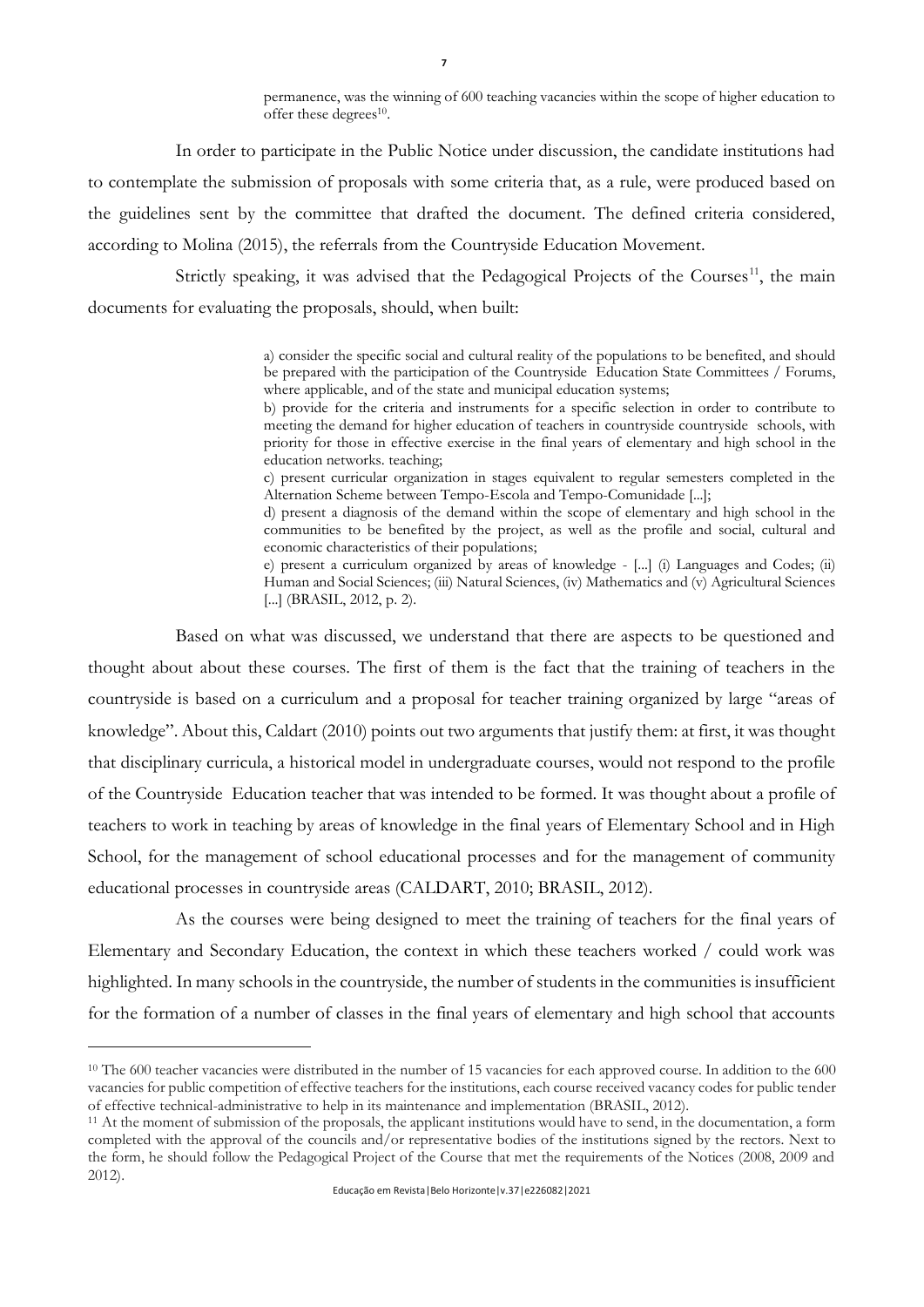permanence, was the winning of 600 teaching vacancies within the scope of higher education to offer these degrees[10].

In order to participate in the Public Notice under discussion, the candidate institutions had to contemplate the submission of proposals with some criteria that, as a rule, were produced based on the guidelines sent by the committee that drafted the document. The defined criteria considered, according to Molina (2015), the referrals from the Countryside Education Movement.

Strictly speaking, it was advised that the Pedagogical Projects of the Courses[11], the main documents for evaluating the proposals, should, when built:

> a) consider the specific social and cultural reality of the populations to be benefited, and should be prepared with the participation of the Countryside Education State Committees / Forums, where applicable, and of the state and municipal education systems;
> b) provide for the criteria and instruments for a specific selection in order to contribute to meeting the demand for higher education of teachers in countryside countryside schools, with priority for those in effective exercise in the final years of elementary and high school in the education networks. teaching;
> c) present curricular organization in stages equivalent to regular semesters completed in the Alternation Scheme between Tempo-Escola and Tempo-Comunidade [...];
> d) present a diagnosis of the demand within the scope of elementary and high school in the communities to be benefited by the project, as well as the profile and social, cultural and economic characteristics of their populations;
> e) present a curriculum organized by areas of knowledge - [...] (i) Languages and Codes; (ii) Human and Social Sciences; (iii) Natural Sciences, (iv) Mathematics and (v) Agricultural Sciences [...] (BRASIL, 2012, p. 2).

Based on what was discussed, we understand that there are aspects to be questioned and thought about about these courses. The first of them is the fact that the training of teachers in the countryside is based on a curriculum and a proposal for teacher training organized by large "areas of knowledge". About this, Caldart (2010) points out two arguments that justify them: at first, it was thought that disciplinary curricula, a historical model in undergraduate courses, would not respond to the profile of the Countryside Education teacher that was intended to be formed. It was thought about a profile of teachers to work in teaching by areas of knowledge in the final years of Elementary School and in High School, for the management of school educational processes and for the management of community educational processes in countryside areas (CALDART, 2010; BRASIL, 2012).

As the courses were being designed to meet the training of teachers for the final years of Elementary and Secondary Education, the context in which these teachers worked / could work was highlighted. In many schools in the countryside, the number of students in the communities is insufficient for the formation of a number of classes in the final years of elementary and high school that accounts

---

[10] The 600 teacher vacancies were distributed in the number of 15 vacancies for each approved course. In addition to the 600 vacancies for public competition of effective teachers for the institutions, each course received vacancy codes for public tender of effective technical-administrative to help in its maintenance and implementation (BRASIL, 2012).

[11] At the moment of submission of the proposals, the applicant institutions would have to send, in the documentation, a form completed with the approval of the councils and/or representative bodies of the institutions signed by the rectors. Next to the form, he should follow the Pedagogical Project of the Course that met the requirements of the Notices (2008, 2009 and 2012).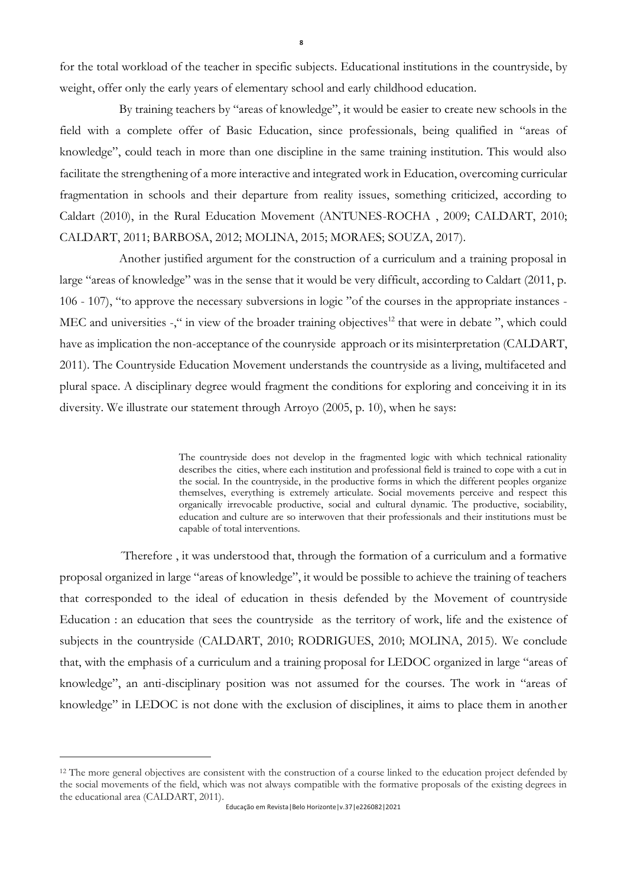for the total workload of the teacher in specific subjects. Educational institutions in the countryside, by weight, offer only the early years of elementary school and early childhood education.

By training teachers by "areas of knowledge", it would be easier to create new schools in the field with a complete offer of Basic Education, since professionals, being qualified in "areas of knowledge", could teach in more than one discipline in the same training institution. This would also facilitate the strengthening of a more interactive and integrated work in Education, overcoming curricular fragmentation in schools and their departure from reality issues, something criticized, according to Caldart (2010), in the Rural Education Movement (ANTUNES-ROCHA , 2009; CALDART, 2010; CALDART, 2011; BARBOSA, 2012; MOLINA, 2015; MORAES; SOUZA, 2017).

Another justified argument for the construction of a curriculum and a training proposal in large "areas of knowledge" was in the sense that it would be very difficult, according to Caldart (2011, p. 106 - 107), "to approve the necessary subversions in logic "of the courses in the appropriate instances - MEC and universities -," in view of the broader training objectives[12] that were in debate ", which could have as implication the non-acceptance of the counryside approach or its misinterpretation (CALDART, 2011). The Countryside Education Movement understands the countryside as a living, multifaceted and plural space. A disciplinary degree would fragment the conditions for exploring and conceiving it in its diversity. We illustrate our statement through Arroyo (2005, p. 10), when he says:

> The countryside does not develop in the fragmented logic with which technical rationality describes the cities, where each institution and professional field is trained to cope with a cut in the social. In the countryside, in the productive forms in which the different peoples organize themselves, everything is extremely articulate. Social movements perceive and respect this organically irrevocable productive, social and cultural dynamic. The productive, sociability, education and culture are so interwoven that their professionals and their institutions must be capable of total interventions.

´Therefore , it was understood that, through the formation of a curriculum and a formative proposal organized in large "areas of knowledge", it would be possible to achieve the training of teachers that corresponded to the ideal of education in thesis defended by the Movement of countryside Education : an education that sees the countryside as the territory of work, life and the existence of subjects in the countryside (CALDART, 2010; RODRIGUES, 2010; MOLINA, 2015). We conclude that, with the emphasis of a curriculum and a training proposal for LEDOC organized in large "areas of knowledge", an anti-disciplinary position was not assumed for the courses. The work in "areas of knowledge" in LEDOC is not done with the exclusion of disciplines, it aims to place them in another

---

[12] The more general objectives are consistent with the construction of a course linked to the education project defended by the social movements of the field, which was not always compatible with the formative proposals of the existing degrees in the educational area (CALDART, 2011).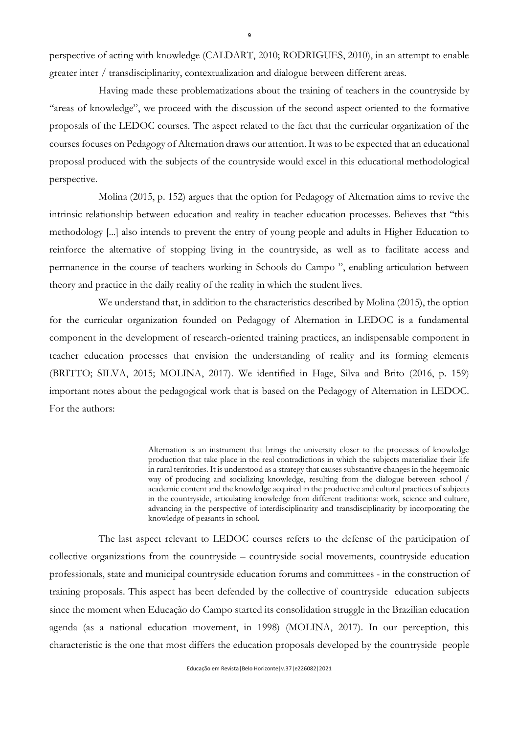perspective of acting with knowledge (CALDART, 2010; RODRIGUES, 2010), in an attempt to enable greater inter / transdisciplinarity, contextualization and dialogue between different areas.

Having made these problematizations about the training of teachers in the countryside by "areas of knowledge", we proceed with the discussion of the second aspect oriented to the formative proposals of the LEDOC courses. The aspect related to the fact that the curricular organization of the courses focuses on Pedagogy of Alternation draws our attention. It was to be expected that an educational proposal produced with the subjects of the countryside would excel in this educational methodological perspective.

Molina (2015, p. 152) argues that the option for Pedagogy of Alternation aims to revive the intrinsic relationship between education and reality in teacher education processes. Believes that "this methodology [...] also intends to prevent the entry of young people and adults in Higher Education to reinforce the alternative of stopping living in the countryside, as well as to facilitate access and permanence in the course of teachers working in Schools do Campo ", enabling articulation between theory and practice in the daily reality of the reality in which the student lives.

We understand that, in addition to the characteristics described by Molina (2015), the option for the curricular organization founded on Pedagogy of Alternation in LEDOC is a fundamental component in the development of research-oriented training practices, an indispensable component in teacher education processes that envision the understanding of reality and its forming elements (BRITTO; SILVA, 2015; MOLINA, 2017). We identified in Hage, Silva and Brito (2016, p. 159) important notes about the pedagogical work that is based on the Pedagogy of Alternation in LEDOC. For the authors:

> Alternation is an instrument that brings the university closer to the processes of knowledge production that take place in the real contradictions in which the subjects materialize their life in rural territories. It is understood as a strategy that causes substantive changes in the hegemonic way of producing and socializing knowledge, resulting from the dialogue between school / academic content and the knowledge acquired in the productive and cultural practices of subjects in the countryside, articulating knowledge from different traditions: work, science and culture, advancing in the perspective of interdisciplinarity and transdisciplinarity by incorporating the knowledge of peasants in school.

The last aspect relevant to LEDOC courses refers to the defense of the participation of collective organizations from the countryside – countryside social movements, countryside education professionals, state and municipal countryside education forums and committees - in the construction of training proposals. This aspect has been defended by the collective of countryside education subjects since the moment when Educação do Campo started its consolidation struggle in the Brazilian education agenda (as a national education movement, in 1998) (MOLINA, 2017). In our perception, this characteristic is the one that most differs the education proposals developed by the countryside people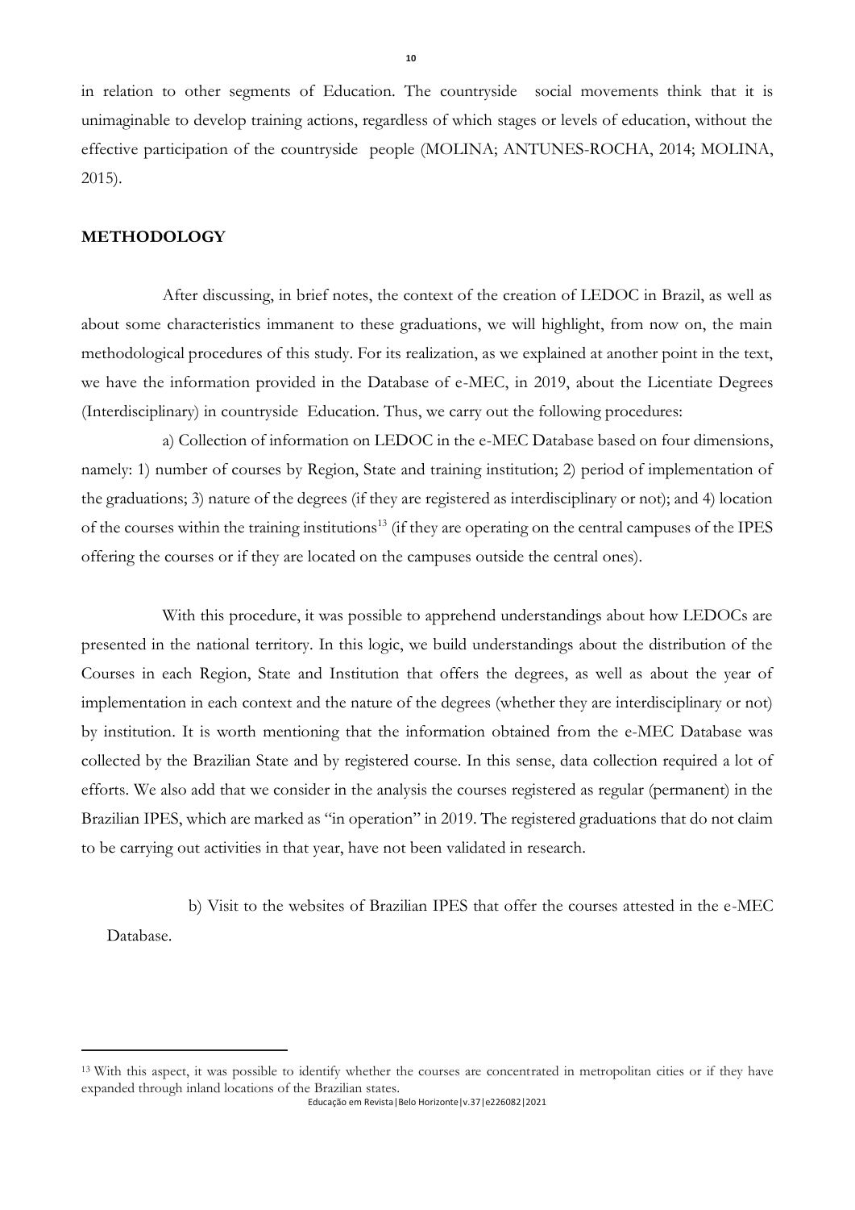in relation to other segments of Education. The countryside social movements think that it is unimaginable to develop training actions, regardless of which stages or levels of education, without the effective participation of the countryside people (MOLINA; ANTUNES-ROCHA, 2014; MOLINA, 2015).

## METHODOLOGY

After discussing, in brief notes, the context of the creation of LEDOC in Brazil, as well as about some characteristics immanent to these graduations, we will highlight, from now on, the main methodological procedures of this study. For its realization, as we explained at another point in the text, we have the information provided in the Database of e-MEC, in 2019, about the Licentiate Degrees (Interdisciplinary) in countryside Education. Thus, we carry out the following procedures:

a) Collection of information on LEDOC in the e-MEC Database based on four dimensions, namely: 1) number of courses by Region, State and training institution; 2) period of implementation of the graduations; 3) nature of the degrees (if they are registered as interdisciplinary or not); and 4) location of the courses within the training institutions[13] (if they are operating on the central campuses of the IPES offering the courses or if they are located on the campuses outside the central ones).

With this procedure, it was possible to apprehend understandings about how LEDOCs are presented in the national territory. In this logic, we build understandings about the distribution of the Courses in each Region, State and Institution that offers the degrees, as well as about the year of implementation in each context and the nature of the degrees (whether they are interdisciplinary or not) by institution. It is worth mentioning that the information obtained from the e-MEC Database was collected by the Brazilian State and by registered course. In this sense, data collection required a lot of efforts. We also add that we consider in the analysis the courses registered as regular (permanent) in the Brazilian IPES, which are marked as "in operation" in 2019. The registered graduations that do not claim to be carrying out activities in that year, have not been validated in research.

b) Visit to the websites of Brazilian IPES that offer the courses attested in the e-MEC Database.

[13] With this aspect, it was possible to identify whether the courses are concentrated in metropolitan cities or if they have expanded through inland locations of the Brazilian states.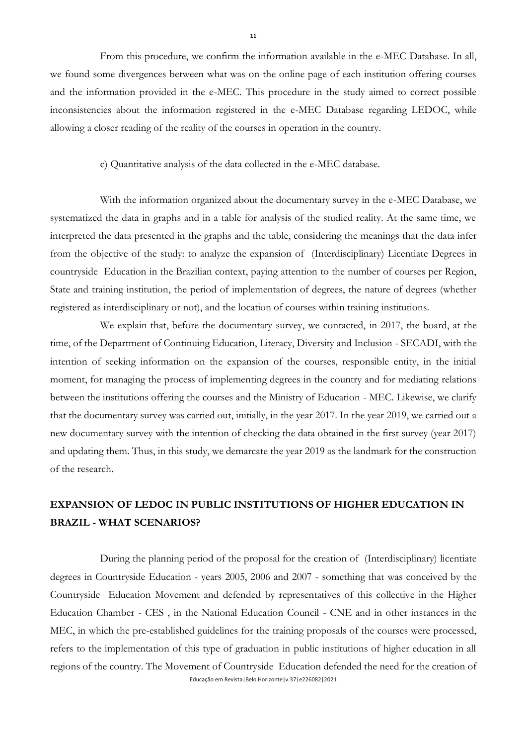From this procedure, we confirm the information available in the e-MEC Database. In all, we found some divergences between what was on the online page of each institution offering courses and the information provided in the e-MEC. This procedure in the study aimed to correct possible inconsistencies about the information registered in the e-MEC Database regarding LEDOC, while allowing a closer reading of the reality of the courses in operation in the country.

c) Quantitative analysis of the data collected in the e-MEC database.

With the information organized about the documentary survey in the e-MEC Database, we systematized the data in graphs and in a table for analysis of the studied reality. At the same time, we interpreted the data presented in the graphs and the table, considering the meanings that the data infer from the objective of the study: to analyze the expansion of (Interdisciplinary) Licentiate Degrees in countryside Education in the Brazilian context, paying attention to the number of courses per Region, State and training institution, the period of implementation of degrees, the nature of degrees (whether registered as interdisciplinary or not), and the location of courses within training institutions.

We explain that, before the documentary survey, we contacted, in 2017, the board, at the time, of the Department of Continuing Education, Literacy, Diversity and Inclusion - SECADI, with the intention of seeking information on the expansion of the courses, responsible entity, in the initial moment, for managing the process of implementing degrees in the country and for mediating relations between the institutions offering the courses and the Ministry of Education - MEC. Likewise, we clarify that the documentary survey was carried out, initially, in the year 2017. In the year 2019, we carried out a new documentary survey with the intention of checking the data obtained in the first survey (year 2017) and updating them. Thus, in this study, we demarcate the year 2019 as the landmark for the construction of the research.

## EXPANSION OF LEDOC IN PUBLIC INSTITUTIONS OF HIGHER EDUCATION IN BRAZIL - WHAT SCENARIOS?

During the planning period of the proposal for the creation of (Interdisciplinary) licentiate degrees in Countryside Education - years 2005, 2006 and 2007 - something that was conceived by the Countryside Education Movement and defended by representatives of this collective in the Higher Education Chamber - CES , in the National Education Council - CNE and in other instances in the MEC, in which the pre-established guidelines for the training proposals of the courses were processed, refers to the implementation of this type of graduation in public institutions of higher education in all regions of the country. The Movement of Countryside Education defended the need for the creation of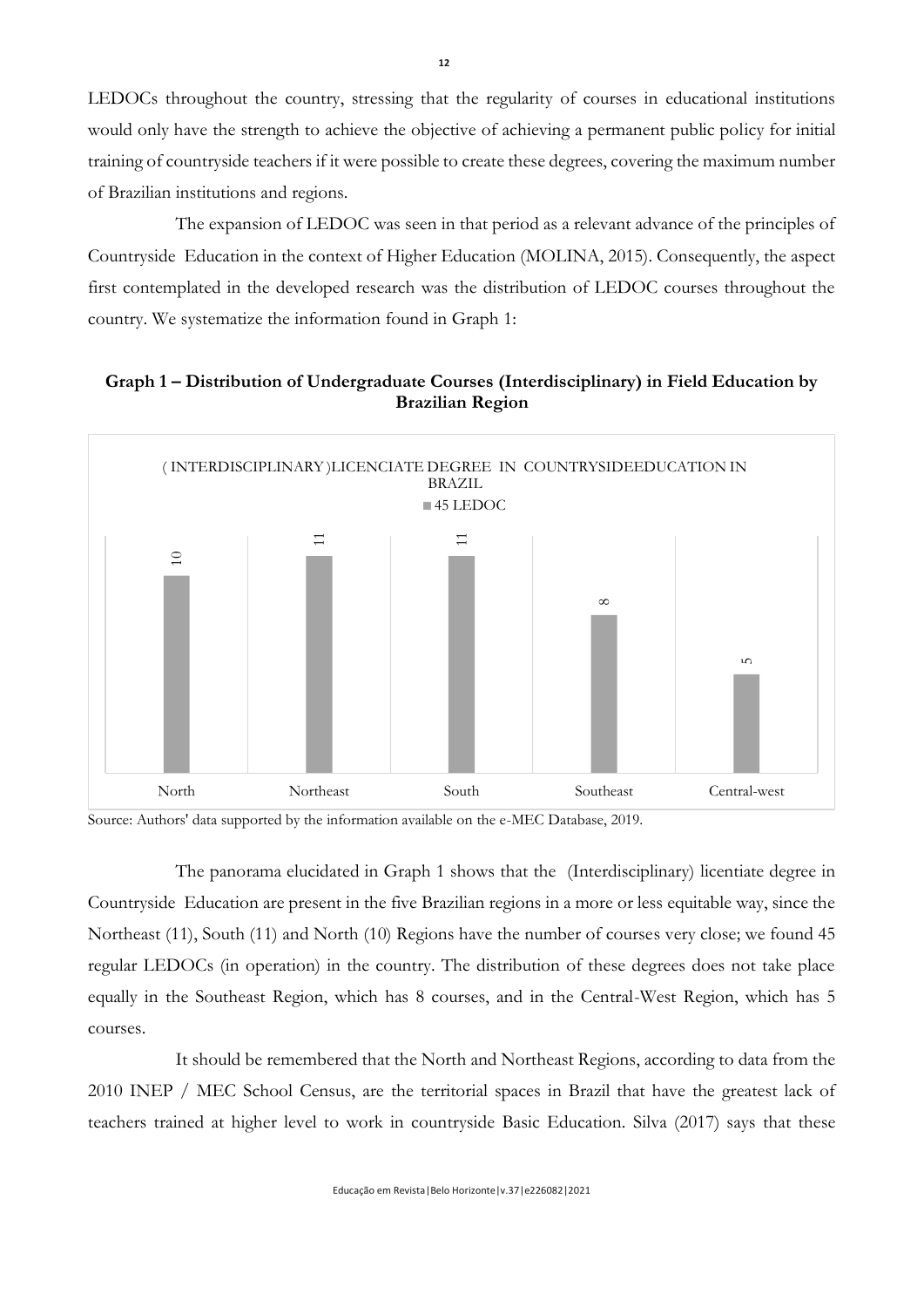LEDOCs throughout the country, stressing that the regularity of courses in educational institutions would only have the strength to achieve the objective of achieving a permanent public policy for initial training of countryside teachers if it were possible to create these degrees, covering the maximum number of Brazilian institutions and regions.

The expansion of LEDOC was seen in that period as a relevant advance of the principles of Countryside Education in the context of Higher Education (MOLINA, 2015). Consequently, the aspect first contemplated in the developed research was the distribution of LEDOC courses throughout the country. We systematize the information found in Graph 1:

**Graph 1 – Distribution of Undergraduate Courses (Interdisciplinary) in Field Education by Brazilian Region**

( INTERDISCIPLINARY )LICENCIATE DEGREE IN COUNTRYSIDEEDUCATION IN BRAZIL

45 LEDOC

10
11
11
8
5

North
Northeast
South
Southeast
Central-west

Source: Authors' data supported by the information available on the e-MEC Database, 2019.

The panorama elucidated in Graph 1 shows that the (Interdisciplinary) licentiate degree in Countryside Education are present in the five Brazilian regions in a more or less equitable way, since the Northeast (11), South (11) and North (10) Regions have the number of courses very close; we found 45 regular LEDOCs (in operation) in the country. The distribution of these degrees does not take place equally in the Southeast Region, which has 8 courses, and in the Central-West Region, which has 5 courses.

It should be remembered that the North and Northeast Regions, according to data from the 2010 INEP / MEC School Census, are the territorial spaces in Brazil that have the greatest lack of teachers trained at higher level to work in countryside Basic Education. Silva (2017) says that these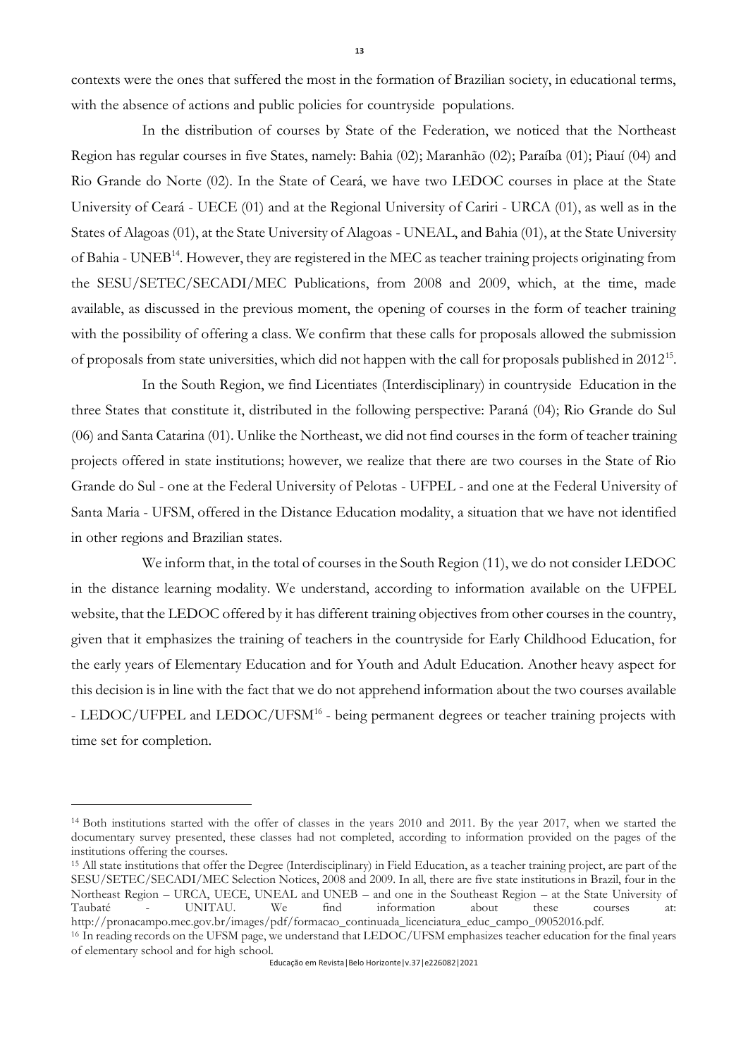contexts were the ones that suffered the most in the formation of Brazilian society, in educational terms, with the absence of actions and public policies for countryside populations.

In the distribution of courses by State of the Federation, we noticed that the Northeast Region has regular courses in five States, namely: Bahia (02); Maranhão (02); Paraíba (01); Piauí (04) and Rio Grande do Norte (02). In the State of Ceará, we have two LEDOC courses in place at the State University of Ceará - UECE (01) and at the Regional University of Cariri - URCA (01), as well as in the States of Alagoas (01), at the State University of Alagoas - UNEAL, and Bahia (01), at the State University of Bahia - UNEB[14]. However, they are registered in the MEC as teacher training projects originating from the SESU/SETEC/SECADI/MEC Publications, from 2008 and 2009, which, at the time, made available, as discussed in the previous moment, the opening of courses in the form of teacher training with the possibility of offering a class. We confirm that these calls for proposals allowed the submission of proposals from state universities, which did not happen with the call for proposals published in 2012[15].

In the South Region, we find Licentiates (Interdisciplinary) in countryside Education in the three States that constitute it, distributed in the following perspective: Paraná (04); Rio Grande do Sul (06) and Santa Catarina (01). Unlike the Northeast, we did not find courses in the form of teacher training projects offered in state institutions; however, we realize that there are two courses in the State of Rio Grande do Sul - one at the Federal University of Pelotas - UFPEL - and one at the Federal University of Santa Maria - UFSM, offered in the Distance Education modality, a situation that we have not identified in other regions and Brazilian states.

We inform that, in the total of courses in the South Region (11), we do not consider LEDOC in the distance learning modality. We understand, according to information available on the UFPEL website, that the LEDOC offered by it has different training objectives from other courses in the country, given that it emphasizes the training of teachers in the countryside for Early Childhood Education, for the early years of Elementary Education and for Youth and Adult Education. Another heavy aspect for this decision is in line with the fact that we do not apprehend information about the two courses available - LEDOC/UFPEL and LEDOC/UFSM[16] - being permanent degrees or teacher training projects with time set for completion.

---

[14] Both institutions started with the offer of classes in the years 2010 and 2011. By the year 2017, when we started the documentary survey presented, these classes had not completed, according to information provided on the pages of the institutions offering the courses.

[15] All state institutions that offer the Degree (Interdisciplinary) in Field Education, as a teacher training project, are part of the SESU/SETEC/SECADI/MEC Selection Notices, 2008 and 2009. In all, there are five state institutions in Brazil, four in the Northeast Region – URCA, UECE, UNEAL and UNEB – and one in the Southeast Region – at the State University of Taubaté - UNITAU. We find information about these courses at: http://pronacampo.mec.gov.br/images/pdf/formacao_continuada_licenciatura_educ_campo_09052016.pdf.

[16] In reading records on the UFSM page, we understand that LEDOC/UFSM emphasizes teacher education for the final years of elementary school and for high school.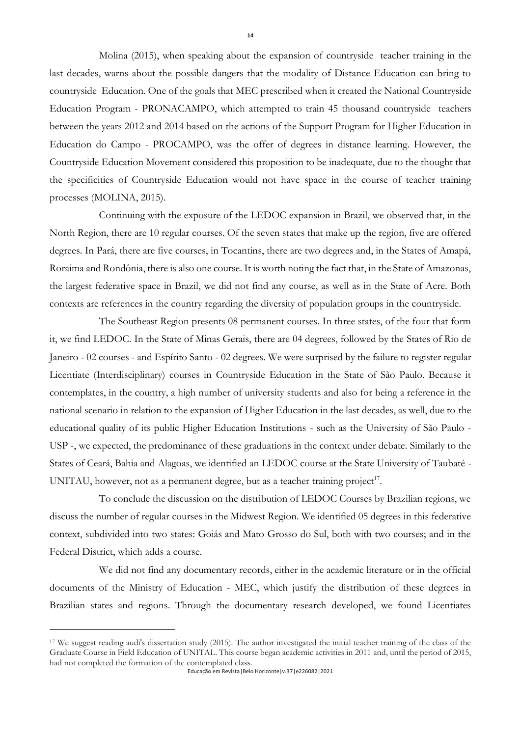Molina (2015), when speaking about the expansion of countryside teacher training in the last decades, warns about the possible dangers that the modality of Distance Education can bring to countryside Education. One of the goals that MEC prescribed when it created the National Countryside Education Program - PRONACAMPO, which attempted to train 45 thousand countryside teachers between the years 2012 and 2014 based on the actions of the Support Program for Higher Education in Education do Campo - PROCAMPO, was the offer of degrees in distance learning. However, the Countryside Education Movement considered this proposition to be inadequate, due to the thought that the specificities of Countryside Education would not have space in the course of teacher training processes (MOLINA, 2015).

Continuing with the exposure of the LEDOC expansion in Brazil, we observed that, in the North Region, there are 10 regular courses. Of the seven states that make up the region, five are offered degrees. In Pará, there are five courses, in Tocantins, there are two degrees and, in the States of Amapá, Roraima and Rondônia, there is also one course. It is worth noting the fact that, in the State of Amazonas, the largest federative space in Brazil, we did not find any course, as well as in the State of Acre. Both contexts are references in the country regarding the diversity of population groups in the countryside.

The Southeast Region presents 08 permanent courses. In three states, of the four that form it, we find LEDOC. In the State of Minas Gerais, there are 04 degrees, followed by the States of Rio de Janeiro - 02 courses - and Espírito Santo - 02 degrees. We were surprised by the failure to register regular Licentiate (Interdisciplinary) courses in Countryside Education in the State of São Paulo. Because it contemplates, in the country, a high number of university students and also for being a reference in the national scenario in relation to the expansion of Higher Education in the last decades, as well, due to the educational quality of its public Higher Education Institutions - such as the University of São Paulo - USP -, we expected, the predominance of these graduations in the context under debate. Similarly to the States of Ceará, Bahia and Alagoas, we identified an LEDOC course at the State University of Taubaté - UNITAU, however, not as a permanent degree, but as a teacher training project[17].

To conclude the discussion on the distribution of LEDOC Courses by Brazilian regions, we discuss the number of regular courses in the Midwest Region. We identified 05 degrees in this federative context, subdivided into two states: Goiás and Mato Grosso do Sul, both with two courses; and in the Federal District, which adds a course.

We did not find any documentary records, either in the academic literature or in the official documents of the Ministry of Education - MEC, which justify the distribution of these degrees in Brazilian states and regions. Through the documentary research developed, we found Licentiates

---

[17] We suggest reading audi's dissertation study (2015). The author investigated the initial teacher training of the class of the Graduate Course in Field Education of UNITAL. This course began academic activities in 2011 and, until the period of 2015, had not completed the formation of the contemplated class.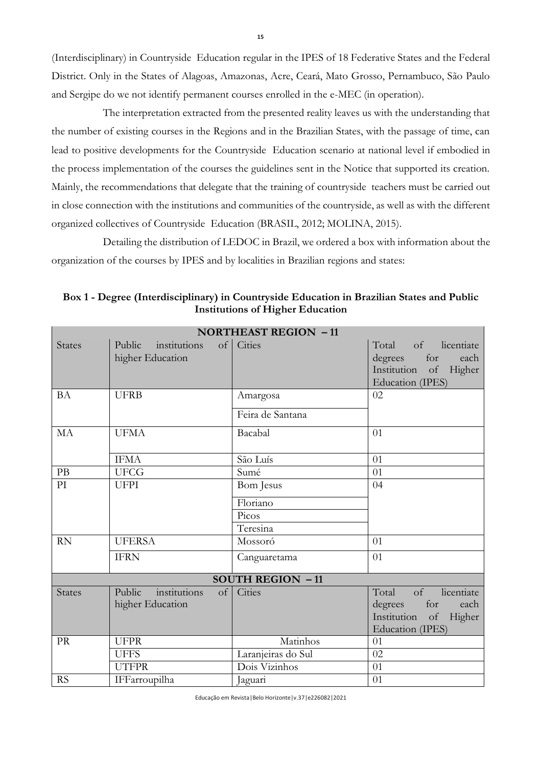(Interdisciplinary) in Countryside Education regular in the IPES of 18 Federative States and the Federal District. Only in the States of Alagoas, Amazonas, Acre, Ceará, Mato Grosso, Pernambuco, São Paulo and Sergipe do we not identify permanent courses enrolled in the e-MEC (in operation).

The interpretation extracted from the presented reality leaves us with the understanding that the number of existing courses in the Regions and in the Brazilian States, with the passage of time, can lead to positive developments for the Countryside Education scenario at national level if embodied in the process implementation of the courses the guidelines sent in the Notice that supported its creation. Mainly, the recommendations that delegate that the training of countryside teachers must be carried out in close connection with the institutions and communities of the countryside, as well as with the different organized collectives of Countryside Education (BRASIL, 2012; MOLINA, 2015).

Detailing the distribution of LEDOC in Brazil, we ordered a box with information about the organization of the courses by IPES and by localities in Brazilian regions and states:

**Box 1 - Degree (Interdisciplinary) in Countryside Education in Brazilian States and Public Institutions of Higher Education**

| **NORTHEAST REGION – 11** | | | |
|---|---|---|---|
| States | Public institutions of higher Education | Cities | Total of licentiate degrees for each Institution of Higher Education (IPES) |
| BA | UFRB | Amargosa | 02 |
| | | Feira de Santana | |
| MA | UFMA | Bacabal | 01 |
| | IFMA | São Luís | 01 |
| PB | UFCG | Sumé | 01 |
| PI | UFPI | Bom Jesus | 04 |
| | | Floriano | |
| | | Picos | |
| | | Teresina | |
| RN | UFERSA | Mossoró | 01 |
| | IFRN | Canguaretama | 01 |
| **SOUTH REGION – 11** | | | |
| States | Public institutions of higher Education | Cities | Total of licentiate degrees for each Institution of Higher Education (IPES) |
| PR | UFPR | Matinhos | 01 |
| | UFFS | Laranjeiras do Sul | 02 |
| | UTFPR | Dois Vizinhos | 01 |
| RS | IFFarroupilha | Jaguari | 01 |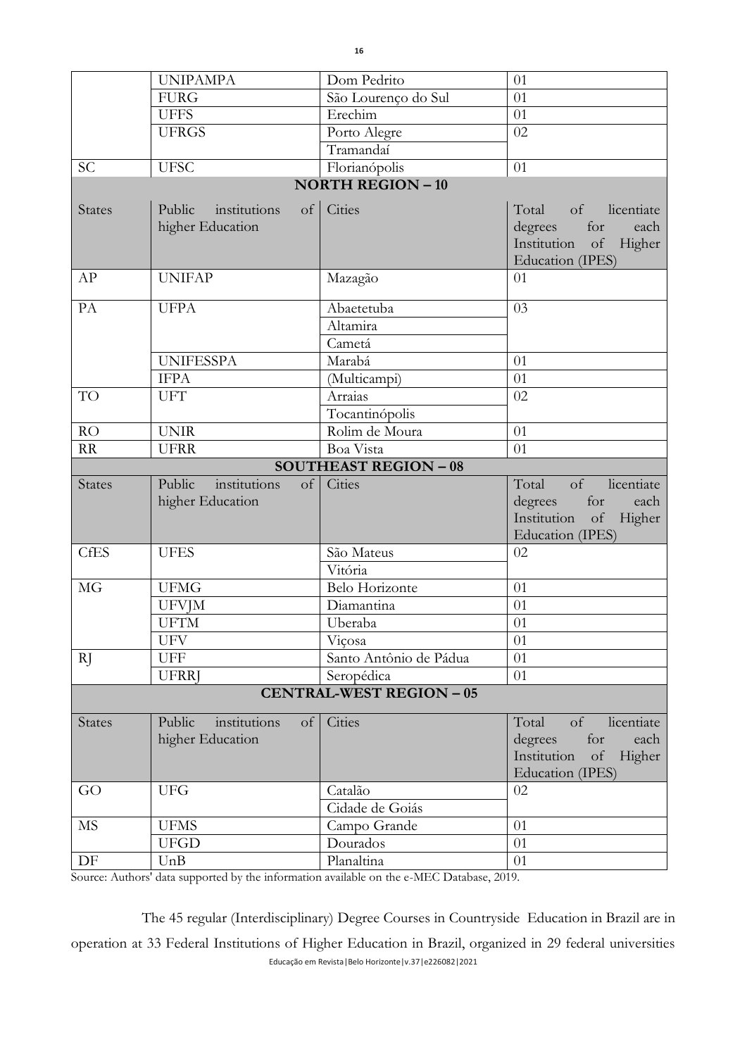| | | | |
|---|---|---|---|
| | UNIPAMPA | Dom Pedrito | 01 |
| | FURG | São Lourenço do Sul | 01 |
| | UFFS | Erechim | 01 |
| | UFRGS | Porto Alegre | 02 |
| | | Tramandaí | |
| SC | UFSC | Florianópolis | 01 |
| **NORTH REGION – 10** | | | |
| States | Public institutions of higher Education | Cities | Total of licentiate degrees for each Institution of Higher Education (IPES) |
| AP | UNIFAP | Mazagão | 01 |
| PA | UFPA | Abaetetuba | 03 |
| | | Altamira | |
| | | Cametá | |
| | UNIFESSPA | Marabá | 01 |
| | IFPA | (Multicampi) | 01 |
| TO | UFT | Arraias | 02 |
| | | Tocantinópolis | |
| RO | UNIR | Rolim de Moura | 01 |
| RR | UFRR | Boa Vista | 01 |
| **SOUTHEAST REGION – 08** | | | |
| States | Public institutions of higher Education | Cities | Total of licentiate degrees for each Institution of Higher Education (IPES) |
| CfES | UFES | São Mateus | 02 |
| | | Vitória | |
| MG | UFMG | Belo Horizonte | 01 |
| | UFVJM | Diamantina | 01 |
| | UFTM | Uberaba | 01 |
| | UFV | Viçosa | 01 |
| RJ | UFF | Santo Antônio de Pádua | 01 |
| | UFRRJ | Seropédica | 01 |
| **CENTRAL-WEST REGION – 05** | | | |
| States | Public institutions of higher Education | Cities | Total of licentiate degrees for each Institution of Higher Education (IPES) |
| GO | UFG | Catalão | 02 |
| | | Cidade de Goiás | |
| MS | UFMS | Campo Grande | 01 |
| | UFGD | Dourados | 01 |
| DF | UnB | Planaltina | 01 |

Source: Authors' data supported by the information available on the e-MEC Database, 2019.

The 45 regular (Interdisciplinary) Degree Courses in Countryside Education in Brazil are in operation at 33 Federal Institutions of Higher Education in Brazil, organized in 29 federal universities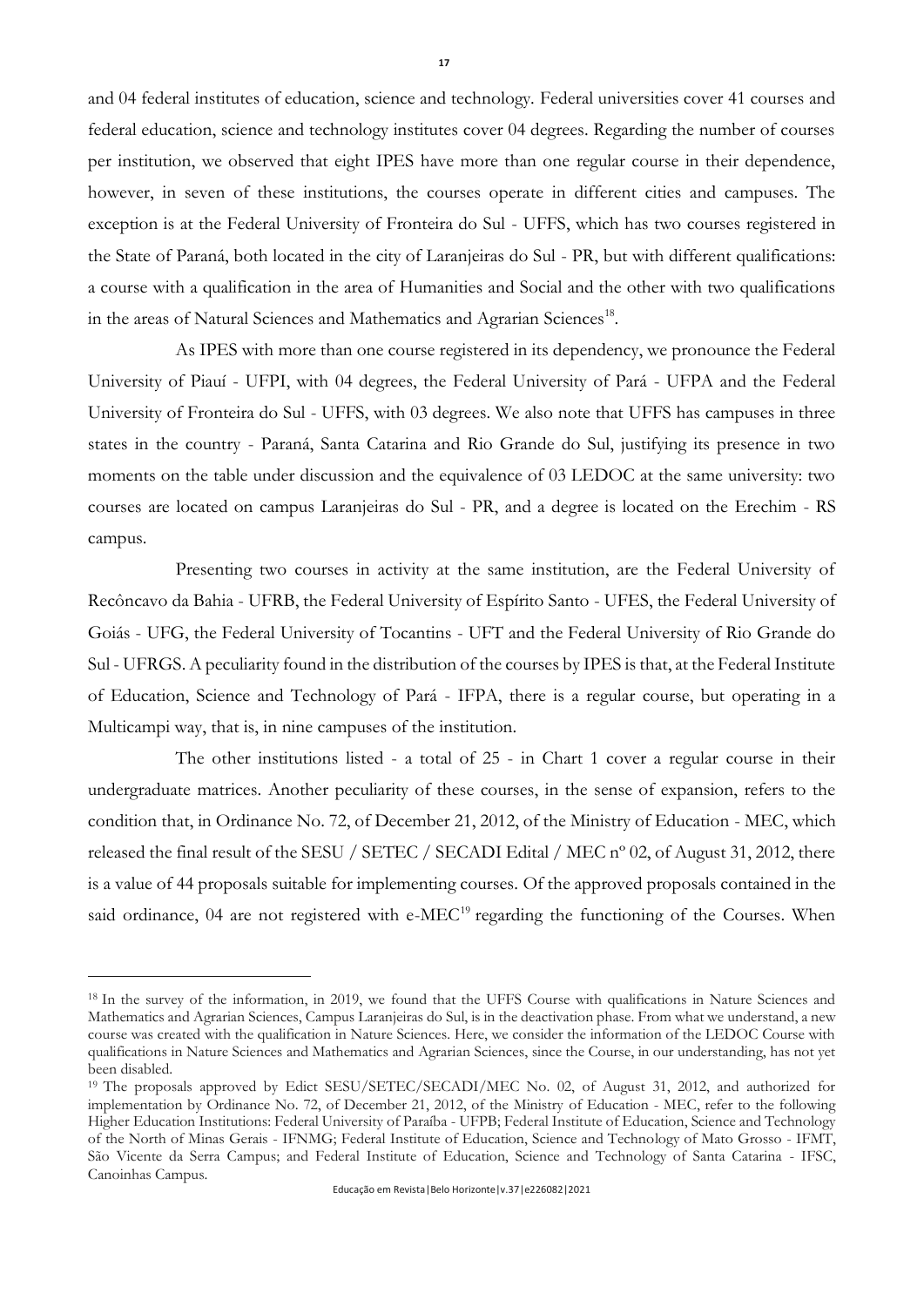and 04 federal institutes of education, science and technology. Federal universities cover 41 courses and federal education, science and technology institutes cover 04 degrees. Regarding the number of courses per institution, we observed that eight IPES have more than one regular course in their dependence, however, in seven of these institutions, the courses operate in different cities and campuses. The exception is at the Federal University of Fronteira do Sul - UFFS, which has two courses registered in the State of Paraná, both located in the city of Laranjeiras do Sul - PR, but with different qualifications: a course with a qualification in the area of Humanities and Social and the other with two qualifications in the areas of Natural Sciences and Mathematics and Agrarian Sciences[18].

As IPES with more than one course registered in its dependency, we pronounce the Federal University of Piauí - UFPI, with 04 degrees, the Federal University of Pará - UFPA and the Federal University of Fronteira do Sul - UFFS, with 03 degrees. We also note that UFFS has campuses in three states in the country - Paraná, Santa Catarina and Rio Grande do Sul, justifying its presence in two moments on the table under discussion and the equivalence of 03 LEDOC at the same university: two courses are located on campus Laranjeiras do Sul - PR, and a degree is located on the Erechim - RS campus.

Presenting two courses in activity at the same institution, are the Federal University of Recôncavo da Bahia - UFRB, the Federal University of Espírito Santo - UFES, the Federal University of Goiás - UFG, the Federal University of Tocantins - UFT and the Federal University of Rio Grande do Sul - UFRGS. A peculiarity found in the distribution of the courses by IPES is that, at the Federal Institute of Education, Science and Technology of Pará - IFPA, there is a regular course, but operating in a Multicampi way, that is, in nine campuses of the institution.

The other institutions listed - a total of 25 - in Chart 1 cover a regular course in their undergraduate matrices. Another peculiarity of these courses, in the sense of expansion, refers to the condition that, in Ordinance No. 72, of December 21, 2012, of the Ministry of Education - MEC, which released the final result of the SESU / SETEC / SECADI Edital / MEC nº 02, of August 31, 2012, there is a value of 44 proposals suitable for implementing courses. Of the approved proposals contained in the said ordinance, 04 are not registered with e-MEC[19] regarding the functioning of the Courses. When

---

[18] In the survey of the information, in 2019, we found that the UFFS Course with qualifications in Nature Sciences and Mathematics and Agrarian Sciences, Campus Laranjeiras do Sul, is in the deactivation phase. From what we understand, a new course was created with the qualification in Nature Sciences. Here, we consider the information of the LEDOC Course with qualifications in Nature Sciences and Mathematics and Agrarian Sciences, since the Course, in our understanding, has not yet been disabled.

[19] The proposals approved by Edict SESU/SETEC/SECADI/MEC No. 02, of August 31, 2012, and authorized for implementation by Ordinance No. 72, of December 21, 2012, of the Ministry of Education - MEC, refer to the following Higher Education Institutions: Federal University of Paraíba - UFPB; Federal Institute of Education, Science and Technology of the North of Minas Gerais - IFNMG; Federal Institute of Education, Science and Technology of Mato Grosso - IFMT, São Vicente da Serra Campus; and Federal Institute of Education, Science and Technology of Santa Catarina - IFSC, Canoinhas Campus.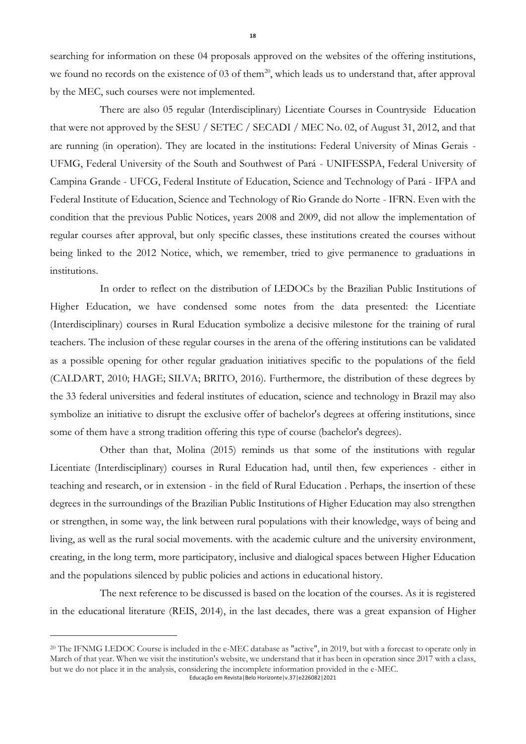searching for information on these 04 proposals approved on the websites of the offering institutions, we found no records on the existence of 03 of them[20], which leads us to understand that, after approval by the MEC, such courses were not implemented.

There are also 05 regular (Interdisciplinary) Licentiate Courses in Countryside Education that were not approved by the SESU / SETEC / SECADI / MEC No. 02, of August 31, 2012, and that are running (in operation). They are located in the institutions: Federal University of Minas Gerais - UFMG, Federal University of the South and Southwest of Pará - UNIFESSPA, Federal University of Campina Grande - UFCG, Federal Institute of Education, Science and Technology of Pará - IFPA and Federal Institute of Education, Science and Technology of Rio Grande do Norte - IFRN. Even with the condition that the previous Public Notices, years 2008 and 2009, did not allow the implementation of regular courses after approval, but only specific classes, these institutions created the courses without being linked to the 2012 Notice, which, we remember, tried to give permanence to graduations in institutions.

In order to reflect on the distribution of LEDOCs by the Brazilian Public Institutions of Higher Education, we have condensed some notes from the data presented: the Licentiate (Interdisciplinary) courses in Rural Education symbolize a decisive milestone for the training of rural teachers. The inclusion of these regular courses in the arena of the offering institutions can be validated as a possible opening for other regular graduation initiatives specific to the populations of the field (CALDART, 2010; HAGE; SILVA; BRITO, 2016). Furthermore, the distribution of these degrees by the 33 federal universities and federal institutes of education, science and technology in Brazil may also symbolize an initiative to disrupt the exclusive offer of bachelor's degrees at offering institutions, since some of them have a strong tradition offering this type of course (bachelor's degrees).

Other than that, Molina (2015) reminds us that some of the institutions with regular Licentiate (Interdisciplinary) courses in Rural Education had, until then, few experiences - either in teaching and research, or in extension - in the field of Rural Education . Perhaps, the insertion of these degrees in the surroundings of the Brazilian Public Institutions of Higher Education may also strengthen or strengthen, in some way, the link between rural populations with their knowledge, ways of being and living, as well as the rural social movements. with the academic culture and the university environment, creating, in the long term, more participatory, inclusive and dialogical spaces between Higher Education and the populations silenced by public policies and actions in educational history.

The next reference to be discussed is based on the location of the courses. As it is registered in the educational literature (REIS, 2014), in the last decades, there was a great expansion of Higher

---

[20] The IFNMG LEDOC Course is included in the e-MEC database as "active", in 2019, but with a forecast to operate only in March of that year. When we visit the institution's website, we understand that it has been in operation since 2017 with a class, but we do not place it in the analysis, considering the incomplete information provided in the e-MEC.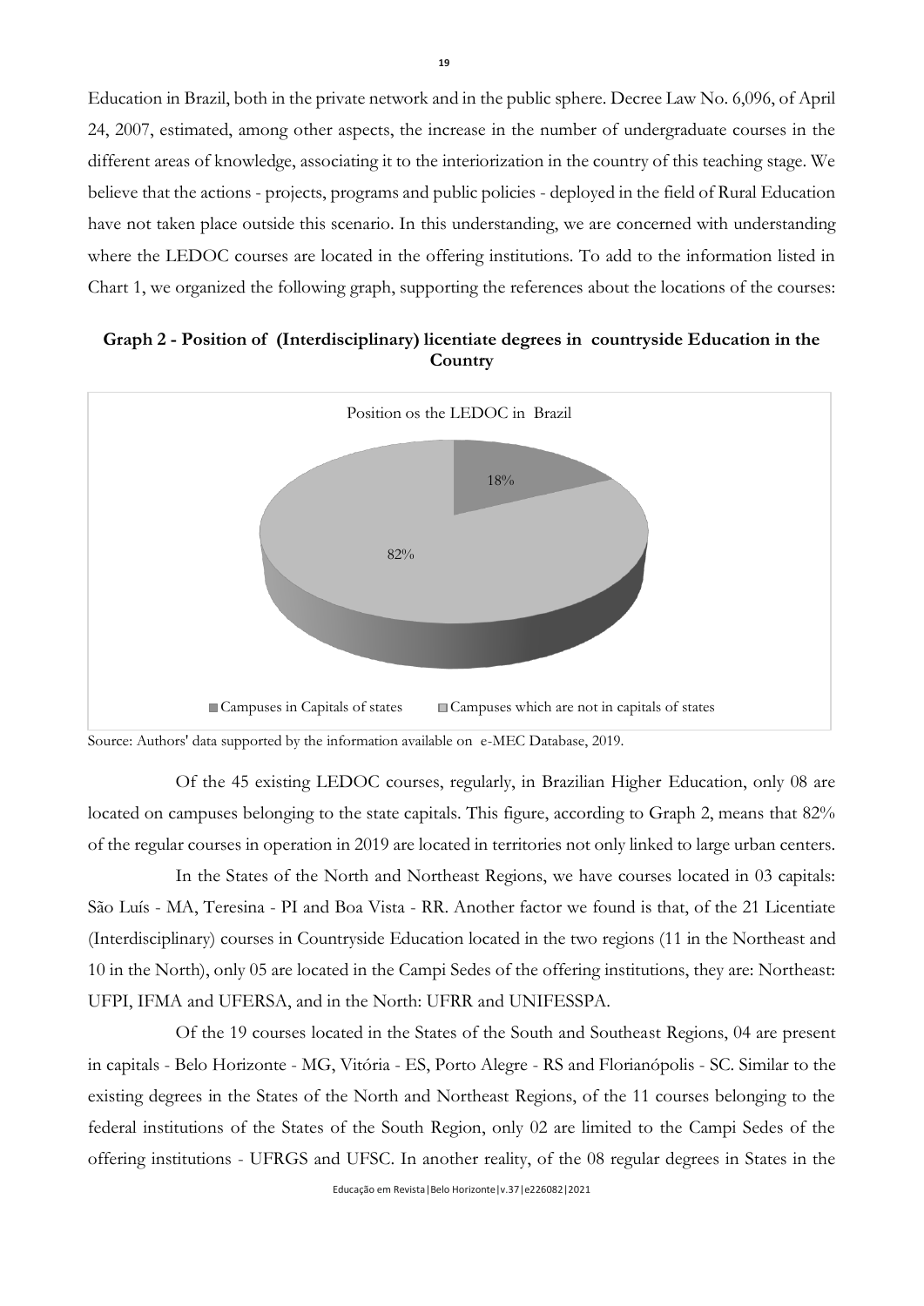Education in Brazil, both in the private network and in the public sphere. Decree Law No. 6,096, of April 24, 2007, estimated, among other aspects, the increase in the number of undergraduate courses in the different areas of knowledge, associating it to the interiorization in the country of this teaching stage. We believe that the actions - projects, programs and public policies - deployed in the field of Rural Education have not taken place outside this scenario. In this understanding, we are concerned with understanding where the LEDOC courses are located in the offering institutions. To add to the information listed in Chart 1, we organized the following graph, supporting the references about the locations of the courses:

**Graph 2 - Position of (Interdisciplinary) licentiate degrees in countryside Education in the Country**

Position os the LEDOC in Brazil

18%

82%

Campuses in Capitals of states

Campuses which are not in capitals of states

Source: Authors' data supported by the information available on e-MEC Database, 2019.

Of the 45 existing LEDOC courses, regularly, in Brazilian Higher Education, only 08 are located on campuses belonging to the state capitals. This figure, according to Graph 2, means that 82% of the regular courses in operation in 2019 are located in territories not only linked to large urban centers.

In the States of the North and Northeast Regions, we have courses located in 03 capitals: São Luís - MA, Teresina - PI and Boa Vista - RR. Another factor we found is that, of the 21 Licentiate (Interdisciplinary) courses in Countryside Education located in the two regions (11 in the Northeast and 10 in the North), only 05 are located in the Campi Sedes of the offering institutions, they are: Northeast: UFPI, IFMA and UFERSA, and in the North: UFRR and UNIFESSPA.

Of the 19 courses located in the States of the South and Southeast Regions, 04 are present in capitals - Belo Horizonte - MG, Vitória - ES, Porto Alegre - RS and Florianópolis - SC. Similar to the existing degrees in the States of the North and Northeast Regions, of the 11 courses belonging to the federal institutions of the States of the South Region, only 02 are limited to the Campi Sedes of the offering institutions - UFRGS and UFSC. In another reality, of the 08 regular degrees in States in the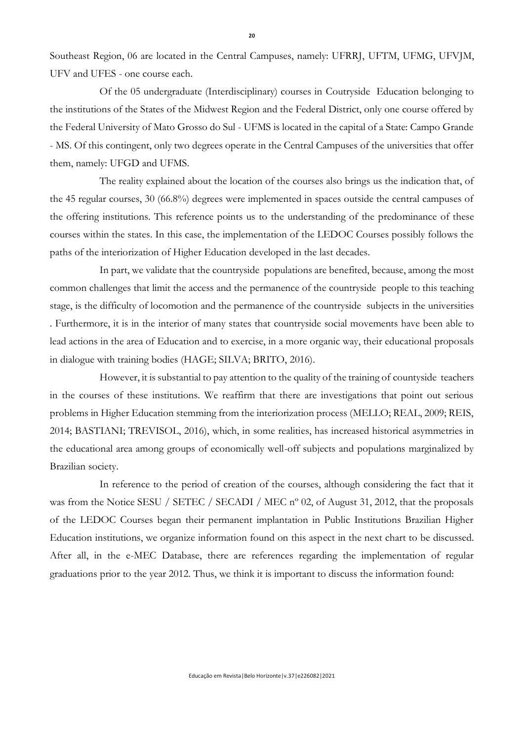Southeast Region, 06 are located in the Central Campuses, namely: UFRRJ, UFTM, UFMG, UFVJM, UFV and UFES - one course each.

Of the 05 undergraduate (Interdisciplinary) courses in Coutryside Education belonging to the institutions of the States of the Midwest Region and the Federal District, only one course offered by the Federal University of Mato Grosso do Sul - UFMS is located in the capital of a State: Campo Grande - MS. Of this contingent, only two degrees operate in the Central Campuses of the universities that offer them, namely: UFGD and UFMS.

The reality explained about the location of the courses also brings us the indication that, of the 45 regular courses, 30 (66.8%) degrees were implemented in spaces outside the central campuses of the offering institutions. This reference points us to the understanding of the predominance of these courses within the states. In this case, the implementation of the LEDOC Courses possibly follows the paths of the interiorization of Higher Education developed in the last decades.

In part, we validate that the countryside populations are benefited, because, among the most common challenges that limit the access and the permanence of the countryside people to this teaching stage, is the difficulty of locomotion and the permanence of the countryside subjects in the universities . Furthermore, it is in the interior of many states that countryside social movements have been able to lead actions in the area of Education and to exercise, in a more organic way, their educational proposals in dialogue with training bodies (HAGE; SILVA; BRITO, 2016).

However, it is substantial to pay attention to the quality of the training of countyside teachers in the courses of these institutions. We reaffirm that there are investigations that point out serious problems in Higher Education stemming from the interiorization process (MELLO; REAL, 2009; REIS, 2014; BASTIANI; TREVISOL, 2016), which, in some realities, has increased historical asymmetries in the educational area among groups of economically well-off subjects and populations marginalized by Brazilian society.

In reference to the period of creation of the courses, although considering the fact that it was from the Notice SESU / SETEC / SECADI / MEC nº 02, of August 31, 2012, that the proposals of the LEDOC Courses began their permanent implantation in Public Institutions Brazilian Higher Education institutions, we organize information found on this aspect in the next chart to be discussed. After all, in the e-MEC Database, there are references regarding the implementation of regular graduations prior to the year 2012. Thus, we think it is important to discuss the information found: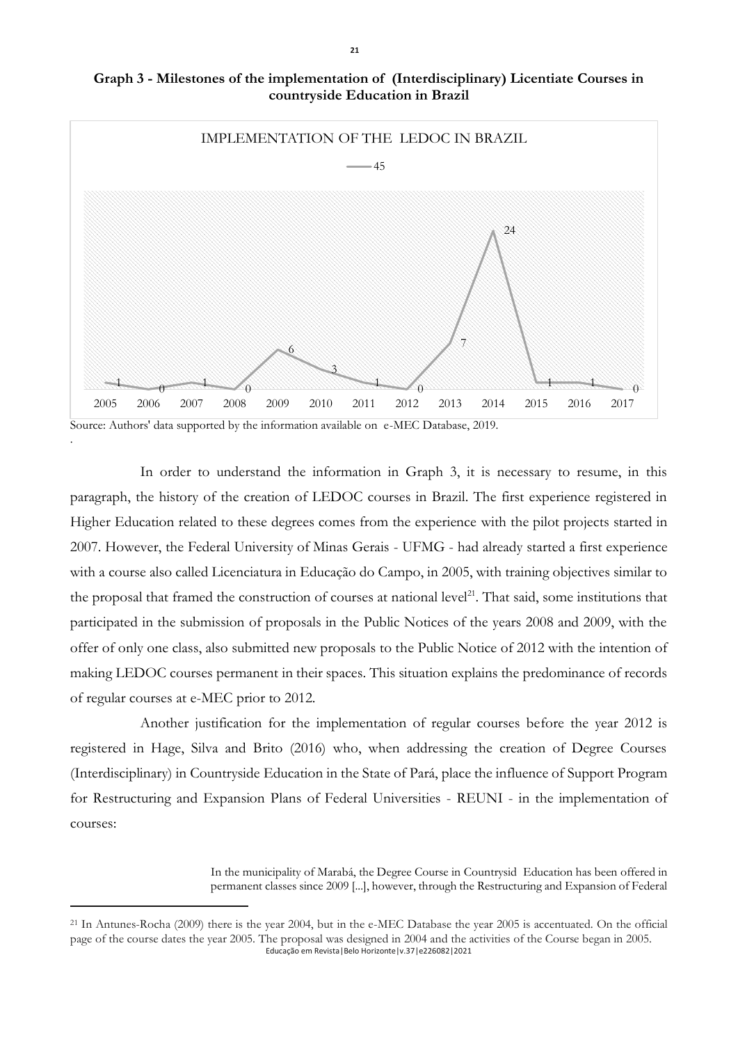**Graph 3 - Milestones of the implementation of (Interdisciplinary) Licentiate Courses in countryside Education in Brazil**

IMPLEMENTATION OF THE LEDOC IN BRAZIL

45

1 0 1 0 6 3 1 0 7 24 1 1 0

2005 2006 2007 2008 2009 2010 2011 2012 2013 2014 2015 2016 2017

Source: Authors' data supported by the information available on e-MEC Database, 2019.

In order to understand the information in Graph 3, it is necessary to resume, in this paragraph, the history of the creation of LEDOC courses in Brazil. The first experience registered in Higher Education related to these degrees comes from the experience with the pilot projects started in 2007. However, the Federal University of Minas Gerais - UFMG - had already started a first experience with a course also called Licenciatura in Educação do Campo, in 2005, with training objectives similar to the proposal that framed the construction of courses at national level[21]. That said, some institutions that participated in the submission of proposals in the Public Notices of the years 2008 and 2009, with the offer of only one class, also submitted new proposals to the Public Notice of 2012 with the intention of making LEDOC courses permanent in their spaces. This situation explains the predominance of records of regular courses at e-MEC prior to 2012.

Another justification for the implementation of regular courses before the year 2012 is registered in Hage, Silva and Brito (2016) who, when addressing the creation of Degree Courses (Interdisciplinary) in Countryside Education in the State of Pará, place the influence of Support Program for Restructuring and Expansion Plans of Federal Universities - REUNI - in the implementation of courses:

> In the municipality of Marabá, the Degree Course in Countrysid Education has been offered in permanent classes since 2009 [...], however, through the Restructuring and Expansion of Federal

[21] In Antunes-Rocha (2009) there is the year 2004, but in the e-MEC Database the year 2005 is accentuated. On the official page of the course dates the year 2005. The proposal was designed in 2004 and the activities of the Course began in 2005.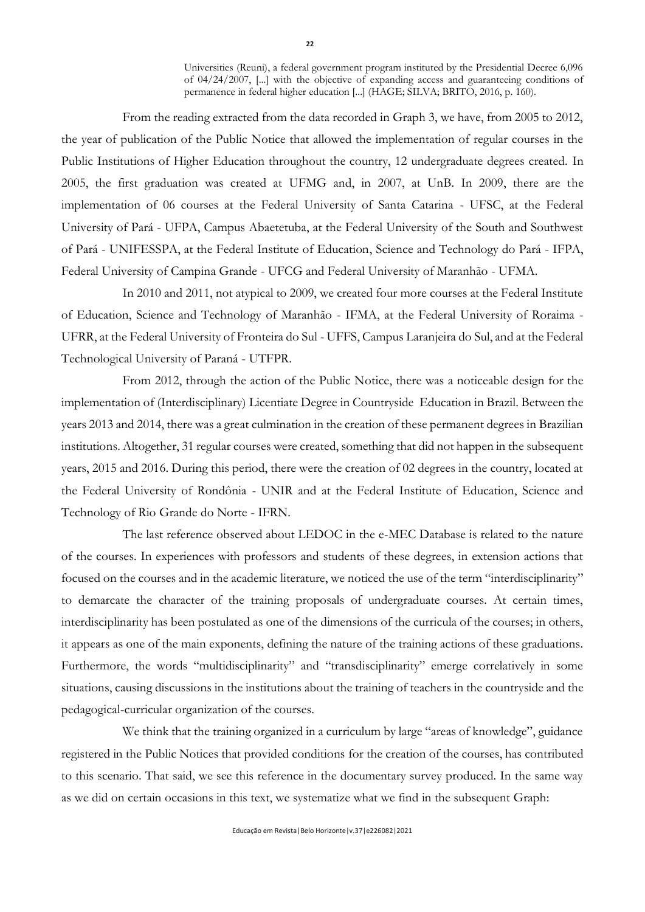> Universities (Reuni), a federal government program instituted by the Presidential Decree 6,096 of 04/24/2007, [...] with the objective of expanding access and guaranteeing conditions of permanence in federal higher education [...] (HAGE; SILVA; BRITO, 2016, p. 160).

From the reading extracted from the data recorded in Graph 3, we have, from 2005 to 2012, the year of publication of the Public Notice that allowed the implementation of regular courses in the Public Institutions of Higher Education throughout the country, 12 undergraduate degrees created. In 2005, the first graduation was created at UFMG and, in 2007, at UnB. In 2009, there are the implementation of 06 courses at the Federal University of Santa Catarina - UFSC, at the Federal University of Pará - UFPA, Campus Abaetetuba, at the Federal University of the South and Southwest of Pará - UNIFESSPA, at the Federal Institute of Education, Science and Technology do Pará - IFPA, Federal University of Campina Grande - UFCG and Federal University of Maranhão - UFMA.

In 2010 and 2011, not atypical to 2009, we created four more courses at the Federal Institute of Education, Science and Technology of Maranhão - IFMA, at the Federal University of Roraima - UFRR, at the Federal University of Fronteira do Sul - UFFS, Campus Laranjeira do Sul, and at the Federal Technological University of Paraná - UTFPR.

From 2012, through the action of the Public Notice, there was a noticeable design for the implementation of (Interdisciplinary) Licentiate Degree in Countryside Education in Brazil. Between the years 2013 and 2014, there was a great culmination in the creation of these permanent degrees in Brazilian institutions. Altogether, 31 regular courses were created, something that did not happen in the subsequent years, 2015 and 2016. During this period, there were the creation of 02 degrees in the country, located at the Federal University of Rondônia - UNIR and at the Federal Institute of Education, Science and Technology of Rio Grande do Norte - IFRN.

The last reference observed about LEDOC in the e-MEC Database is related to the nature of the courses. In experiences with professors and students of these degrees, in extension actions that focused on the courses and in the academic literature, we noticed the use of the term "interdisciplinarity" to demarcate the character of the training proposals of undergraduate courses. At certain times, interdisciplinarity has been postulated as one of the dimensions of the curricula of the courses; in others, it appears as one of the main exponents, defining the nature of the training actions of these graduations. Furthermore, the words "multidisciplinarity" and "transdisciplinarity" emerge correlatively in some situations, causing discussions in the institutions about the training of teachers in the countryside and the pedagogical-curricular organization of the courses.

We think that the training organized in a curriculum by large "areas of knowledge", guidance registered in the Public Notices that provided conditions for the creation of the courses, has contributed to this scenario. That said, we see this reference in the documentary survey produced. In the same way as we did on certain occasions in this text, we systematize what we find in the subsequent Graph: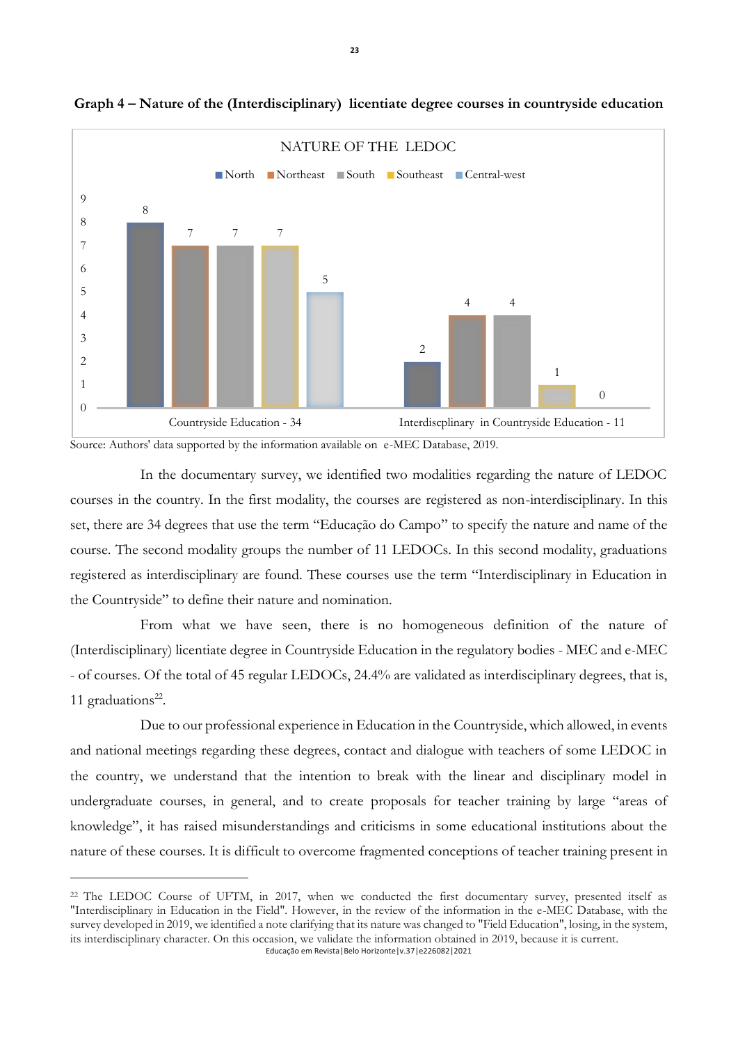**Graph 4 – Nature of the (Interdisciplinary) licentiate degree courses in countryside education**

NATURE OF THE LEDOC

North Northeast South Southeast Central-west

9
8
7
6
5
4
3
2
1
0

8 7 7 7 5

2 4 4 1 0

Countryside Education - 34

Interdiscplinary in Countryside Education - 11

Source: Authors' data supported by the information available on e-MEC Database, 2019.

In the documentary survey, we identified two modalities regarding the nature of LEDOC courses in the country. In the first modality, the courses are registered as non-interdisciplinary. In this set, there are 34 degrees that use the term "Educação do Campo" to specify the nature and name of the course. The second modality groups the number of 11 LEDOCs. In this second modality, graduations registered as interdisciplinary are found. These courses use the term "Interdisciplinary in Education in the Countryside" to define their nature and nomination.

From what we have seen, there is no homogeneous definition of the nature of (Interdisciplinary) licentiate degree in Countryside Education in the regulatory bodies - MEC and e-MEC - of courses. Of the total of 45 regular LEDOCs, 24.4% are validated as interdisciplinary degrees, that is, 11 graduations[22].

Due to our professional experience in Education in the Countryside, which allowed, in events and national meetings regarding these degrees, contact and dialogue with teachers of some LEDOC in the country, we understand that the intention to break with the linear and disciplinary model in undergraduate courses, in general, and to create proposals for teacher training by large "areas of knowledge", it has raised misunderstandings and criticisms in some educational institutions about the nature of these courses. It is difficult to overcome fragmented conceptions of teacher training present in

[22] The LEDOC Course of UFTM, in 2017, when we conducted the first documentary survey, presented itself as "Interdisciplinary in Education in the Field". However, in the review of the information in the e-MEC Database, with the survey developed in 2019, we identified a note clarifying that its nature was changed to "Field Education", losing, in the system, its interdisciplinary character. On this occasion, we validate the information obtained in 2019, because it is current.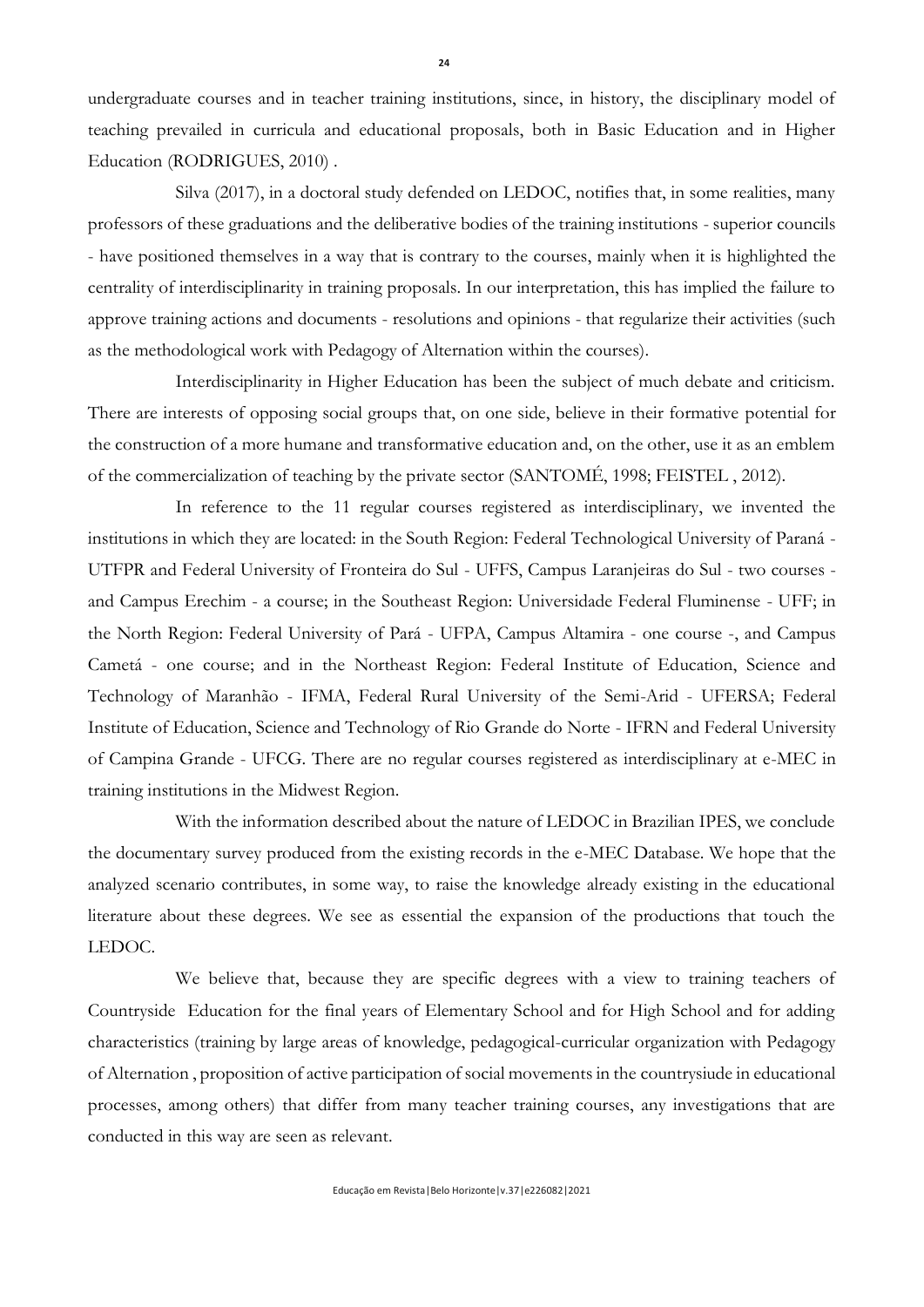undergraduate courses and in teacher training institutions, since, in history, the disciplinary model of teaching prevailed in curricula and educational proposals, both in Basic Education and in Higher Education (RODRIGUES, 2010) .

Silva (2017), in a doctoral study defended on LEDOC, notifies that, in some realities, many professors of these graduations and the deliberative bodies of the training institutions - superior councils - have positioned themselves in a way that is contrary to the courses, mainly when it is highlighted the centrality of interdisciplinarity in training proposals. In our interpretation, this has implied the failure to approve training actions and documents - resolutions and opinions - that regularize their activities (such as the methodological work with Pedagogy of Alternation within the courses).

Interdisciplinarity in Higher Education has been the subject of much debate and criticism. There are interests of opposing social groups that, on one side, believe in their formative potential for the construction of a more humane and transformative education and, on the other, use it as an emblem of the commercialization of teaching by the private sector (SANTOMÉ, 1998; FEISTEL , 2012).

In reference to the 11 regular courses registered as interdisciplinary, we invented the institutions in which they are located: in the South Region: Federal Technological University of Paraná - UTFPR and Federal University of Fronteira do Sul - UFFS, Campus Laranjeiras do Sul - two courses - and Campus Erechim - a course; in the Southeast Region: Universidade Federal Fluminense - UFF; in the North Region: Federal University of Pará - UFPA, Campus Altamira - one course -, and Campus Cametá - one course; and in the Northeast Region: Federal Institute of Education, Science and Technology of Maranhão - IFMA, Federal Rural University of the Semi-Arid - UFERSA; Federal Institute of Education, Science and Technology of Rio Grande do Norte - IFRN and Federal University of Campina Grande - UFCG. There are no regular courses registered as interdisciplinary at e-MEC in training institutions in the Midwest Region.

With the information described about the nature of LEDOC in Brazilian IPES, we conclude the documentary survey produced from the existing records in the e-MEC Database. We hope that the analyzed scenario contributes, in some way, to raise the knowledge already existing in the educational literature about these degrees. We see as essential the expansion of the productions that touch the LEDOC.

We believe that, because they are specific degrees with a view to training teachers of Countryside Education for the final years of Elementary School and for High School and for adding characteristics (training by large areas of knowledge, pedagogical-curricular organization with Pedagogy of Alternation , proposition of active participation of social movements in the countrysiude in educational processes, among others) that differ from many teacher training courses, any investigations that are conducted in this way are seen as relevant.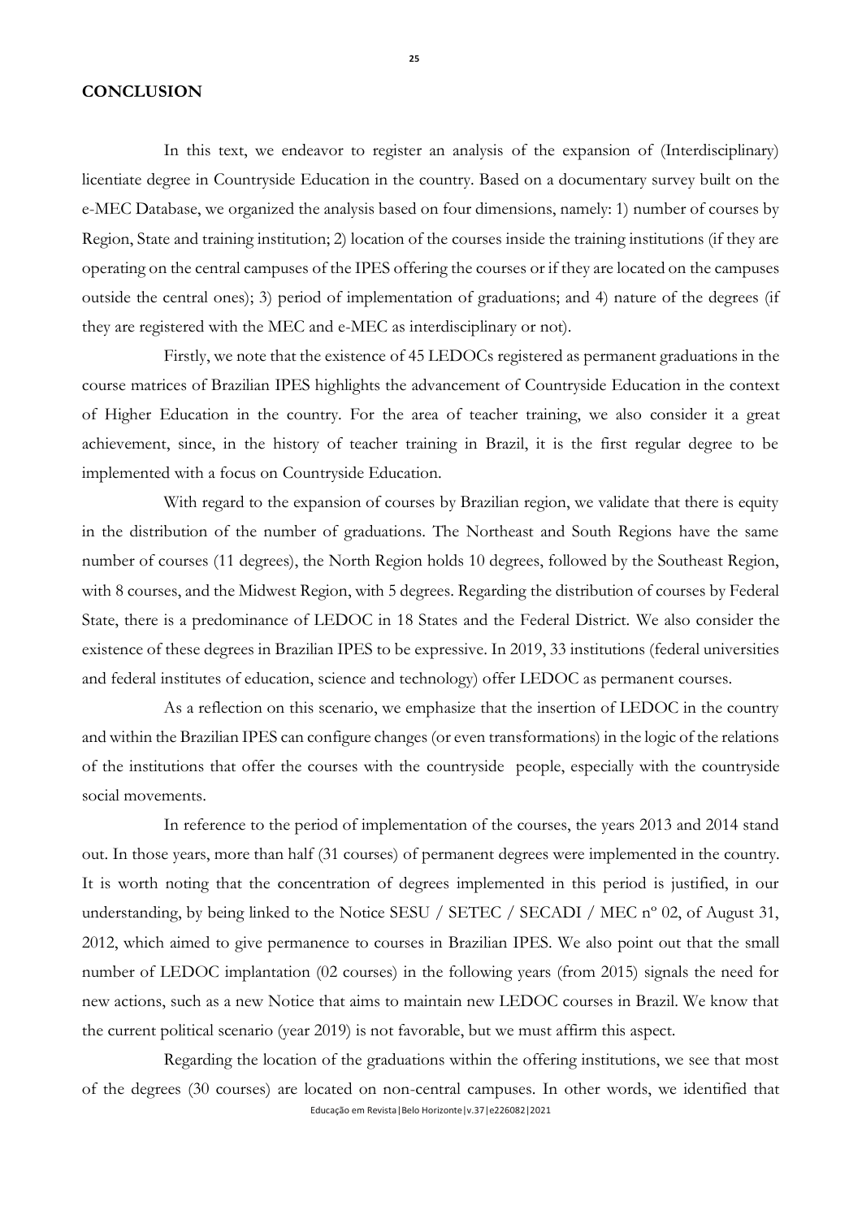## CONCLUSION

In this text, we endeavor to register an analysis of the expansion of (Interdisciplinary) licentiate degree in Countryside Education in the country. Based on a documentary survey built on the e-MEC Database, we organized the analysis based on four dimensions, namely: 1) number of courses by Region, State and training institution; 2) location of the courses inside the training institutions (if they are operating on the central campuses of the IPES offering the courses or if they are located on the campuses outside the central ones); 3) period of implementation of graduations; and 4) nature of the degrees (if they are registered with the MEC and e-MEC as interdisciplinary or not).

Firstly, we note that the existence of 45 LEDOCs registered as permanent graduations in the course matrices of Brazilian IPES highlights the advancement of Countryside Education in the context of Higher Education in the country. For the area of teacher training, we also consider it a great achievement, since, in the history of teacher training in Brazil, it is the first regular degree to be implemented with a focus on Countryside Education.

With regard to the expansion of courses by Brazilian region, we validate that there is equity in the distribution of the number of graduations. The Northeast and South Regions have the same number of courses (11 degrees), the North Region holds 10 degrees, followed by the Southeast Region, with 8 courses, and the Midwest Region, with 5 degrees. Regarding the distribution of courses by Federal State, there is a predominance of LEDOC in 18 States and the Federal District. We also consider the existence of these degrees in Brazilian IPES to be expressive. In 2019, 33 institutions (federal universities and federal institutes of education, science and technology) offer LEDOC as permanent courses.

As a reflection on this scenario, we emphasize that the insertion of LEDOC in the country and within the Brazilian IPES can configure changes (or even transformations) in the logic of the relations of the institutions that offer the courses with the countryside people, especially with the countryside social movements.

In reference to the period of implementation of the courses, the years 2013 and 2014 stand out. In those years, more than half (31 courses) of permanent degrees were implemented in the country. It is worth noting that the concentration of degrees implemented in this period is justified, in our understanding, by being linked to the Notice SESU / SETEC / SECADI / MEC nº 02, of August 31, 2012, which aimed to give permanence to courses in Brazilian IPES. We also point out that the small number of LEDOC implantation (02 courses) in the following years (from 2015) signals the need for new actions, such as a new Notice that aims to maintain new LEDOC courses in Brazil. We know that the current political scenario (year 2019) is not favorable, but we must affirm this aspect.

Regarding the location of the graduations within the offering institutions, we see that most of the degrees (30 courses) are located on non-central campuses. In other words, we identified that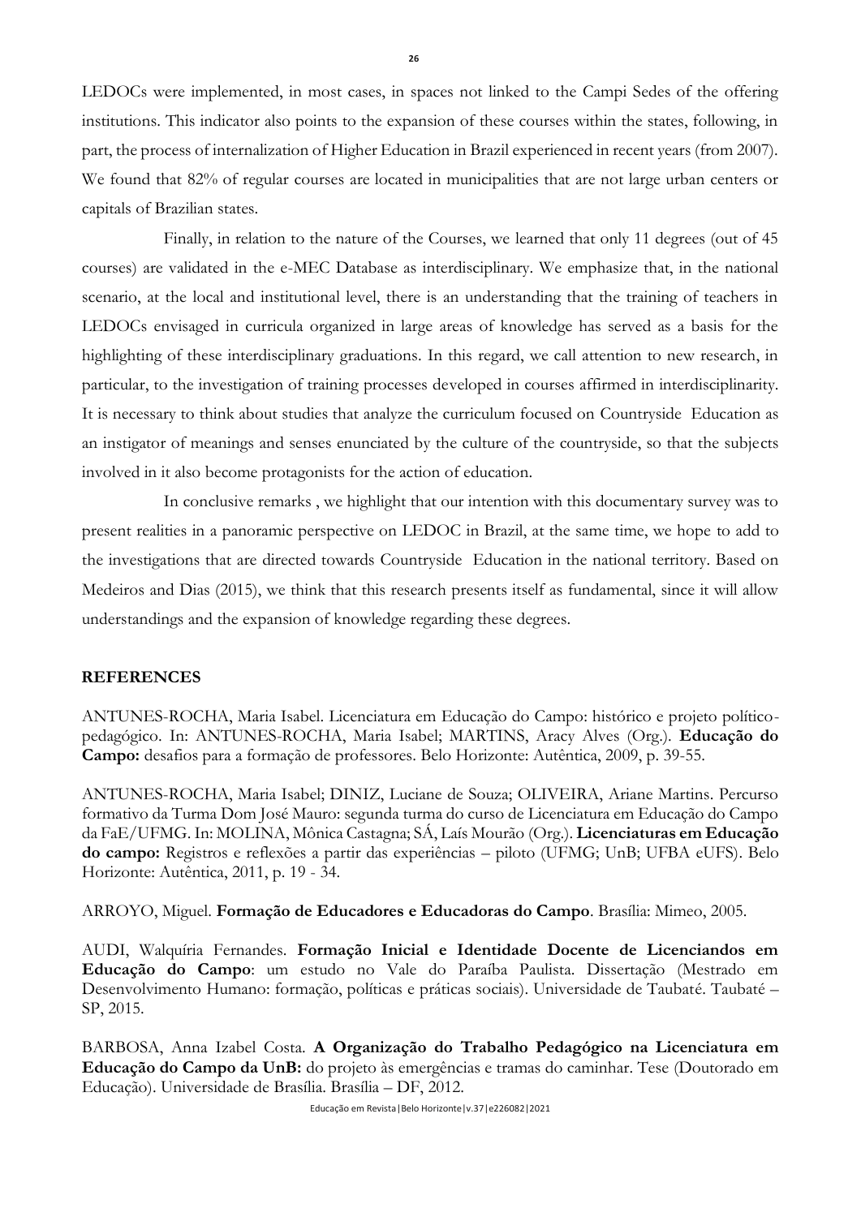LEDOCs were implemented, in most cases, in spaces not linked to the Campi Sedes of the offering institutions. This indicator also points to the expansion of these courses within the states, following, in part, the process of internalization of Higher Education in Brazil experienced in recent years (from 2007). We found that 82% of regular courses are located in municipalities that are not large urban centers or capitals of Brazilian states.

Finally, in relation to the nature of the Courses, we learned that only 11 degrees (out of 45 courses) are validated in the e-MEC Database as interdisciplinary. We emphasize that, in the national scenario, at the local and institutional level, there is an understanding that the training of teachers in LEDOCs envisaged in curricula organized in large areas of knowledge has served as a basis for the highlighting of these interdisciplinary graduations. In this regard, we call attention to new research, in particular, to the investigation of training processes developed in courses affirmed in interdisciplinarity. It is necessary to think about studies that analyze the curriculum focused on Countryside Education as an instigator of meanings and senses enunciated by the culture of the countryside, so that the subjects involved in it also become protagonists for the action of education.

In conclusive remarks , we highlight that our intention with this documentary survey was to present realities in a panoramic perspective on LEDOC in Brazil, at the same time, we hope to add to the investigations that are directed towards Countryside Education in the national territory. Based on Medeiros and Dias (2015), we think that this research presents itself as fundamental, since it will allow understandings and the expansion of knowledge regarding these degrees.

## REFERENCES

ANTUNES-ROCHA, Maria Isabel. Licenciatura em Educação do Campo: histórico e projeto político-pedagógico. In: ANTUNES-ROCHA, Maria Isabel; MARTINS, Aracy Alves (Org.). **Educação do Campo:** desafios para a formação de professores. Belo Horizonte: Autêntica, 2009, p. 39-55.

ANTUNES-ROCHA, Maria Isabel; DINIZ, Luciane de Souza; OLIVEIRA, Ariane Martins. Percurso formativo da Turma Dom José Mauro: segunda turma do curso de Licenciatura em Educação do Campo da FaE/UFMG. In: MOLINA, Mônica Castagna; SÁ, Laís Mourão (Org.). **Licenciaturas em Educação do campo:** Registros e reflexões a partir das experiências – piloto (UFMG; UnB; UFBA eUFS). Belo Horizonte: Autêntica, 2011, p. 19 - 34.

ARROYO, Miguel. **Formação de Educadores e Educadoras do Campo**. Brasília: Mimeo, 2005.

AUDI, Walquíria Fernandes. **Formação Inicial e Identidade Docente de Licenciandos em Educação do Campo**: um estudo no Vale do Paraíba Paulista. Dissertação (Mestrado em Desenvolvimento Humano: formação, políticas e práticas sociais). Universidade de Taubaté. Taubaté – SP, 2015.

BARBOSA, Anna Izabel Costa. **A Organização do Trabalho Pedagógico na Licenciatura em Educação do Campo da UnB:** do projeto às emergências e tramas do caminhar. Tese (Doutorado em Educação). Universidade de Brasília. Brasília – DF, 2012.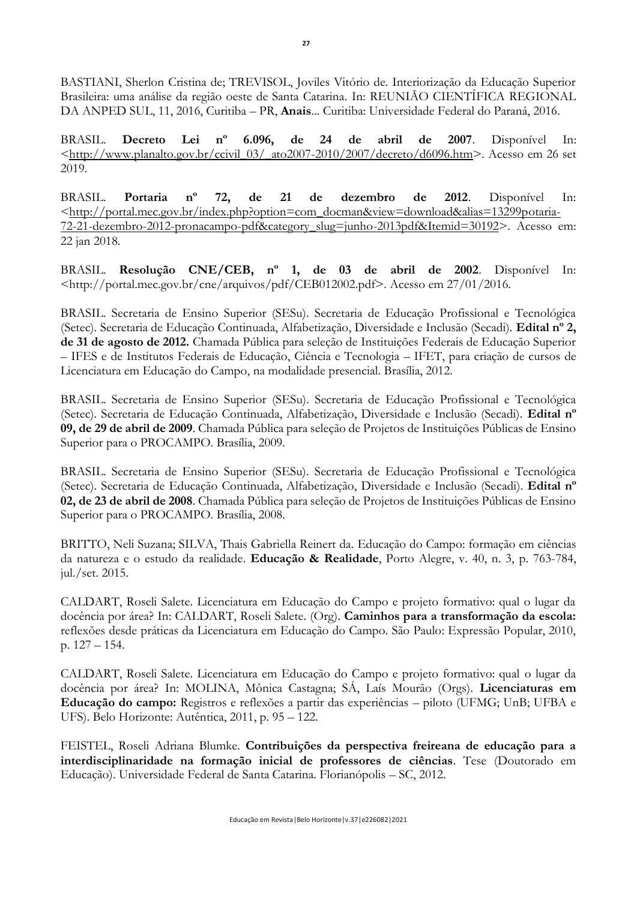BASTIANI, Sherlon Cristina de; TREVISOL, Joviles Vitório de. Interiorização da Educação Superior Brasileira: uma análise da região oeste de Santa Catarina. In: REUNIÃO CIENTÍFICA REGIONAL DA ANPED SUL, 11, 2016, Curitiba – PR, **Anais**... Curitiba: Universidade Federal do Paraná, 2016.

BRASIL. **Decreto Lei nº 6.096, de 24 de abril de 2007**. Disponível In: <http://www.planalto.gov.br/ccivil_03/_ato2007-2010/2007/decreto/d6096.htm>. Acesso em 26 set 2019.

BRASIL. **Portaria nº 72, de 21 de dezembro de 2012**. Disponível In: <http://portal.mec.gov.br/index.php?option=com_docman&view=download&alias=13299potaria-72-21-dezembro-2012-pronacampo-pdf&category_slug=junho-2013pdf&Itemid=30192>. Acesso em: 22 jan 2018.

BRASIL. **Resolução CNE/CEB, nº 1, de 03 de abril de 2002**. Disponível In: <http://portal.mec.gov.br/cne/arquivos/pdf/CEB012002.pdf>. Acesso em 27/01/2016.

BRASIL. Secretaria de Ensino Superior (SESu). Secretaria de Educação Profissional e Tecnológica (Setec). Secretaria de Educação Continuada, Alfabetização, Diversidade e Inclusão (Secadi). **Edital nº 2, de 31 de agosto de 2012.** Chamada Pública para seleção de Instituições Federais de Educação Superior – IFES e de Institutos Federais de Educação, Ciência e Tecnologia – IFET, para criação de cursos de Licenciatura em Educação do Campo, na modalidade presencial. Brasília, 2012.

BRASIL. Secretaria de Ensino Superior (SESu). Secretaria de Educação Profissional e Tecnológica (Setec). Secretaria de Educação Continuada, Alfabetização, Diversidade e Inclusão (Secadi). **Edital nº 09, de 29 de abril de 2009**. Chamada Pública para seleção de Projetos de Instituições Públicas de Ensino Superior para o PROCAMPO. Brasília, 2009.

BRASIL. Secretaria de Ensino Superior (SESu). Secretaria de Educação Profissional e Tecnológica (Setec). Secretaria de Educação Continuada, Alfabetização, Diversidade e Inclusão (Secadi). **Edital nº 02, de 23 de abril de 2008**. Chamada Pública para seleção de Projetos de Instituições Públicas de Ensino Superior para o PROCAMPO. Brasília, 2008.

BRITTO, Neli Suzana; SILVA, Thais Gabriella Reinert da. Educação do Campo: formação em ciências da natureza e o estudo da realidade. **Educação & Realidade**, Porto Alegre, v. 40, n. 3, p. 763-784, jul./set. 2015.

CALDART, Roseli Salete. Licenciatura em Educação do Campo e projeto formativo: qual o lugar da docência por área? In: CALDART, Roseli Salete. (Org). **Caminhos para a transformação da escola:** reflexões desde práticas da Licenciatura em Educação do Campo. São Paulo: Expressão Popular, 2010, p. 127 – 154.

CALDART, Roseli Salete. Licenciatura em Educação do Campo e projeto formativo: qual o lugar da docência por área? In: MOLINA, Mônica Castagna; SÁ, Laís Mourão (Orgs). **Licenciaturas em Educação do campo:** Registros e reflexões a partir das experiências – piloto (UFMG; UnB; UFBA e UFS). Belo Horizonte: Autêntica, 2011, p. 95 – 122.

FEISTEL, Roseli Adriana Blumke. **Contribuições da perspectiva freireana de educação para a interdisciplinaridade na formação inicial de professores de ciências**. Tese (Doutorado em Educação). Universidade Federal de Santa Catarina. Florianópolis – SC, 2012.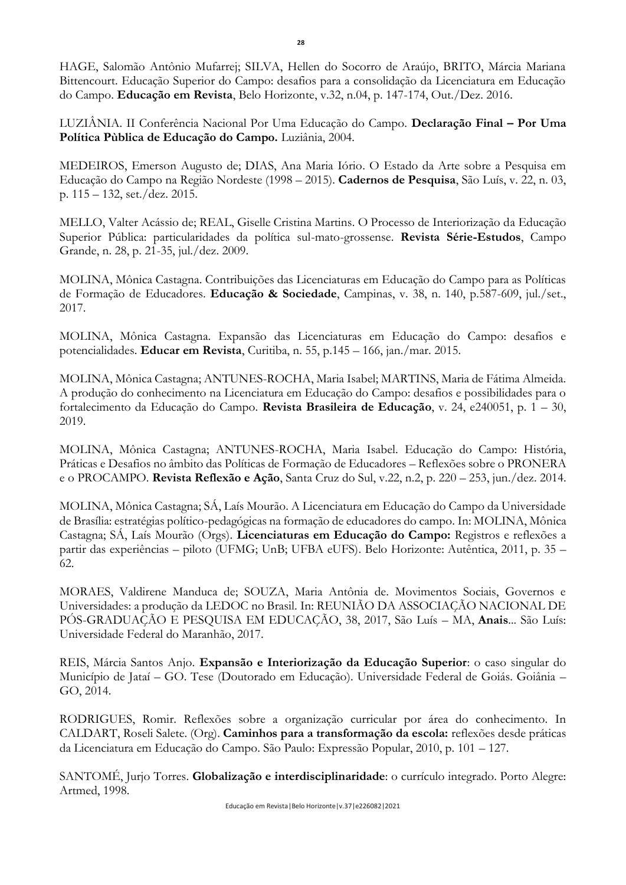HAGE, Salomão Antônio Mufarrej; SILVA, Hellen do Socorro de Araújo, BRITO, Márcia Mariana Bittencourt. Educação Superior do Campo: desafios para a consolidação da Licenciatura em Educação do Campo. **Educação em Revista**, Belo Horizonte, v.32, n.04, p. 147-174, Out./Dez. 2016.

LUZIÂNIA. II Conferência Nacional Por Uma Educação do Campo. **Declaração Final – Por Uma Política Pùblica de Educação do Campo.** Luziânia, 2004.

MEDEIROS, Emerson Augusto de; DIAS, Ana Maria Iório. O Estado da Arte sobre a Pesquisa em Educação do Campo na Região Nordeste (1998 – 2015). **Cadernos de Pesquisa**, São Luís, v. 22, n. 03, p. 115 – 132, set./dez. 2015.

MELLO, Valter Acássio de; REAL, Giselle Cristina Martins. O Processo de Interiorização da Educação Superior Pública: particularidades da política sul-mato-grossense. **Revista Série-Estudos**, Campo Grande, n. 28, p. 21-35, jul./dez. 2009.

MOLINA, Mônica Castagna. Contribuições das Licenciaturas em Educação do Campo para as Políticas de Formação de Educadores. **Educação & Sociedade**, Campinas, v. 38, n. 140, p.587-609, jul./set., 2017.

MOLINA, Mônica Castagna. Expansão das Licenciaturas em Educação do Campo: desafios e potencialidades. **Educar em Revista**, Curitiba, n. 55, p.145 – 166, jan./mar. 2015.

MOLINA, Mônica Castagna; ANTUNES-ROCHA, Maria Isabel; MARTINS, Maria de Fátima Almeida. A produção do conhecimento na Licenciatura em Educação do Campo: desafios e possibilidades para o fortalecimento da Educação do Campo. **Revista Brasileira de Educação**, v. 24, e240051, p. 1 – 30, 2019.

MOLINA, Mônica Castagna; ANTUNES-ROCHA, Maria Isabel. Educação do Campo: História, Práticas e Desafios no âmbito das Políticas de Formação de Educadores – Reflexões sobre o PRONERA e o PROCAMPO. **Revista Reflexão e Ação**, Santa Cruz do Sul, v.22, n.2, p. 220 – 253, jun./dez. 2014.

MOLINA, Mônica Castagna; SÁ, Laís Mourão. A Licenciatura em Educação do Campo da Universidade de Brasília: estratégias político-pedagógicas na formação de educadores do campo. In: MOLINA, Mônica Castagna; SÁ, Laís Mourão (Orgs). **Licenciaturas em Educação do Campo:** Registros e reflexões a partir das experiências – piloto (UFMG; UnB; UFBA eUFS). Belo Horizonte: Autêntica, 2011, p. 35 – 62.

MORAES, Valdirene Manduca de; SOUZA, Maria Antônia de. Movimentos Sociais, Governos e Universidades: a produção da LEDOC no Brasil. In: REUNIÃO DA ASSOCIAÇÃO NACIONAL DE PÓS-GRADUAÇÃO E PESQUISA EM EDUCAÇÃO, 38, 2017, São Luís – MA, **Anais**... São Luís: Universidade Federal do Maranhão, 2017.

REIS, Márcia Santos Anjo. **Expansão e Interiorização da Educação Superior**: o caso singular do Município de Jataí – GO. Tese (Doutorado em Educação). Universidade Federal de Goiás. Goiânia – GO, 2014.

RODRIGUES, Romir. Reflexões sobre a organização curricular por área do conhecimento. In CALDART, Roseli Salete. (Org). **Caminhos para a transformação da escola:** reflexões desde práticas da Licenciatura em Educação do Campo. São Paulo: Expressão Popular, 2010, p. 101 – 127.

SANTOMÉ, Jurjo Torres. **Globalização e interdisciplinaridade**: o currículo integrado. Porto Alegre: Artmed, 1998.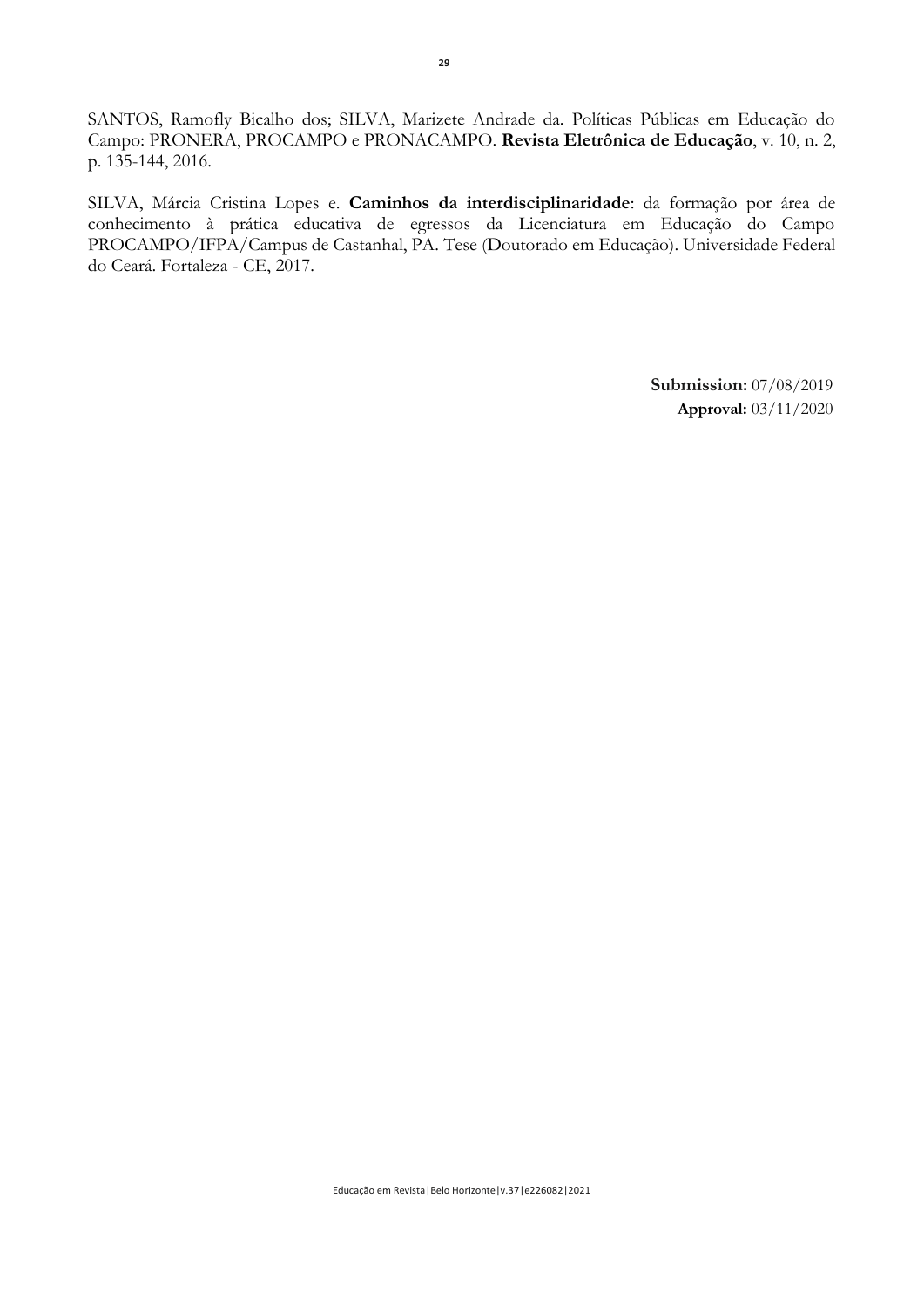SANTOS, Ramofly Bicalho dos; SILVA, Marizete Andrade da. Políticas Públicas em Educação do Campo: PRONERA, PROCAMPO e PRONACAMPO. **Revista Eletrônica de Educação**, v. 10, n. 2, p. 135-144, 2016.

SILVA, Márcia Cristina Lopes e. **Caminhos da interdisciplinaridade**: da formação por área de conhecimento à prática educativa de egressos da Licenciatura em Educação do Campo PROCAMPO/IFPA/Campus de Castanhal, PA. Tese (Doutorado em Educação). Universidade Federal do Ceará. Fortaleza - CE, 2017.

**Submission:** 07/08/2019
**Approval:** 03/11/2020